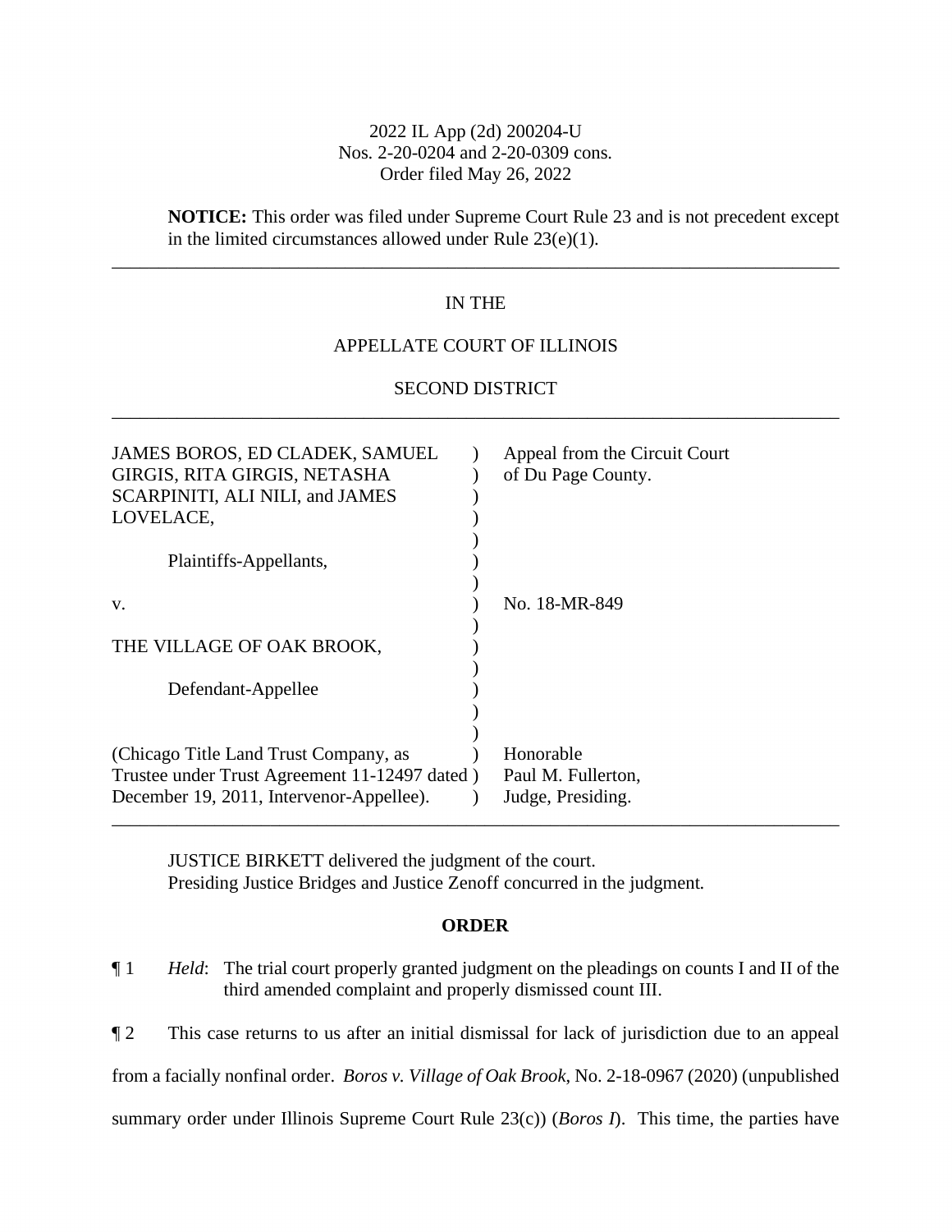2022 IL App (2d) 200204-U
Nos. 2-20-0204 and 2-20-0309 cons.
Order filed May 26, 2022

**NOTICE:** This order was filed under Supreme Court Rule 23 and is not precedent except in the limited circumstances allowed under Rule 23(e)(1).

---

IN THE

APPELLATE COURT OF ILLINOIS

SECOND DISTRICT

---

| | | |
|---|---|---|
| JAMES BOROS, ED CLADEK, SAMUEL GIRGIS, RITA GIRGIS, NETASHA SCARPINITI, ALI NILI, and JAMES LOVELACE, | ) | Appeal from the Circuit Court of Du Page County. |
| Plaintiffs-Appellants, | ) | |
| v. | ) | No. 18-MR-849 |
| THE VILLAGE OF OAK BROOK, | ) | |
| Defendant-Appellee | ) | |
| (Chicago Title Land Trust Company, as Trustee under Trust Agreement 11-12497 dated December 19, 2011, Intervenor-Appellee). | ) | Honorable Paul M. Fullerton, Judge, Presiding. |

---

JUSTICE BIRKETT delivered the judgment of the court.
Presiding Justice Bridges and Justice Zenoff concurred in the judgment.

**ORDER**

¶ 1 *Held*: The trial court properly granted judgment on the pleadings on counts I and II of the third amended complaint and properly dismissed count III.

¶ 2 This case returns to us after an initial dismissal for lack of jurisdiction due to an appeal from a facially nonfinal order. *Boros v. Village of Oak Brook*, No. 2-18-0967 (2020) (unpublished summary order under Illinois Supreme Court Rule 23(c)) (*Boros I*). This time, the parties have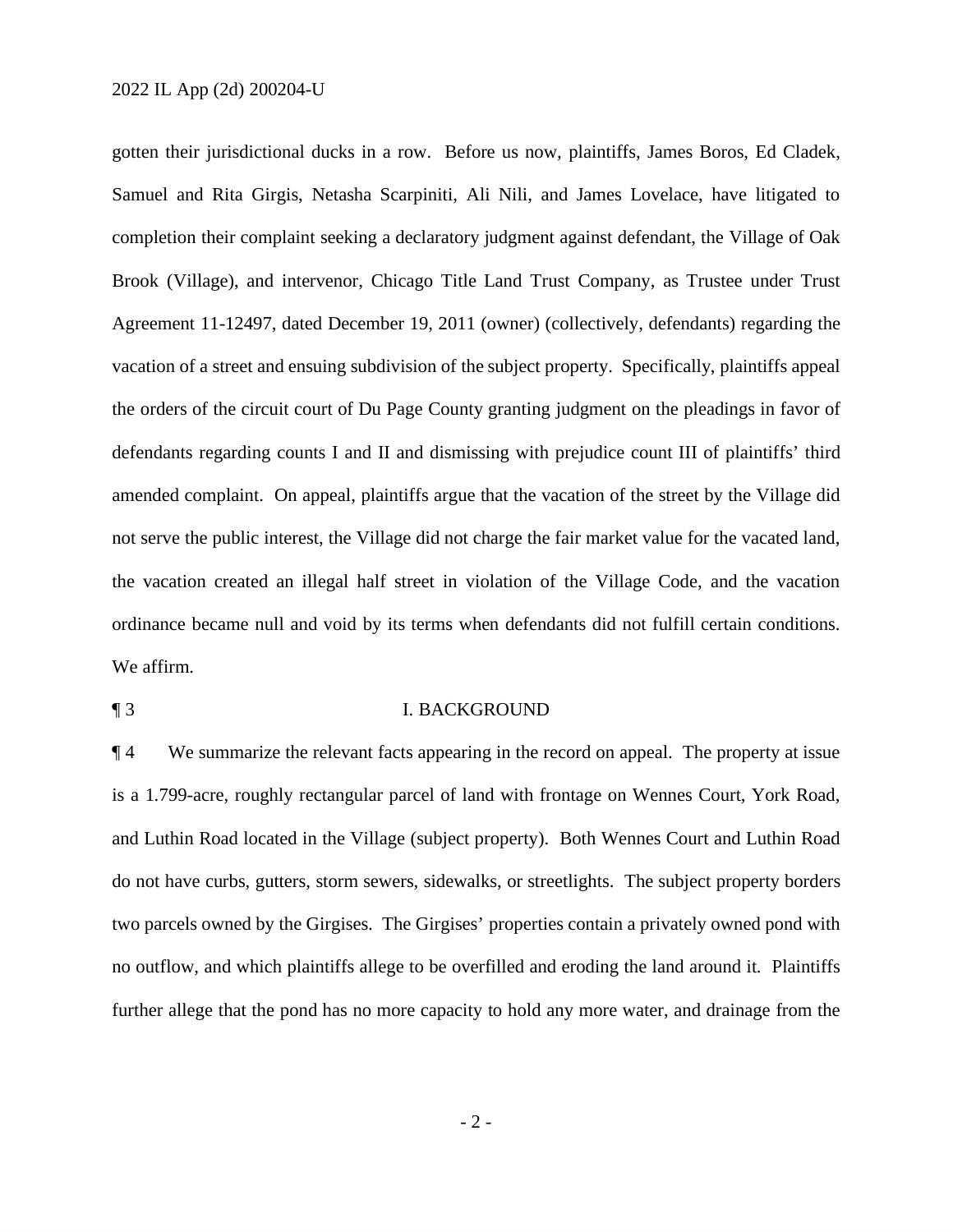gotten their jurisdictional ducks in a row. Before us now, plaintiffs, James Boros, Ed Cladek, Samuel and Rita Girgis, Netasha Scarpiniti, Ali Nili, and James Lovelace, have litigated to completion their complaint seeking a declaratory judgment against defendant, the Village of Oak Brook (Village), and intervenor, Chicago Title Land Trust Company, as Trustee under Trust Agreement 11-12497, dated December 19, 2011 (owner) (collectively, defendants) regarding the vacation of a street and ensuing subdivision of the subject property. Specifically, plaintiffs appeal the orders of the circuit court of Du Page County granting judgment on the pleadings in favor of defendants regarding counts I and II and dismissing with prejudice count III of plaintiffs' third amended complaint. On appeal, plaintiffs argue that the vacation of the street by the Village did not serve the public interest, the Village did not charge the fair market value for the vacated land, the vacation created an illegal half street in violation of the Village Code, and the vacation ordinance became null and void by its terms when defendants did not fulfill certain conditions. We affirm.

¶ 3 I. BACKGROUND

¶ 4 We summarize the relevant facts appearing in the record on appeal. The property at issue is a 1.799-acre, roughly rectangular parcel of land with frontage on Wennes Court, York Road, and Luthin Road located in the Village (subject property). Both Wennes Court and Luthin Road do not have curbs, gutters, storm sewers, sidewalks, or streetlights. The subject property borders two parcels owned by the Girgises. The Girgises' properties contain a privately owned pond with no outflow, and which plaintiffs allege to be overfilled and eroding the land around it. Plaintiffs further allege that the pond has no more capacity to hold any more water, and drainage from the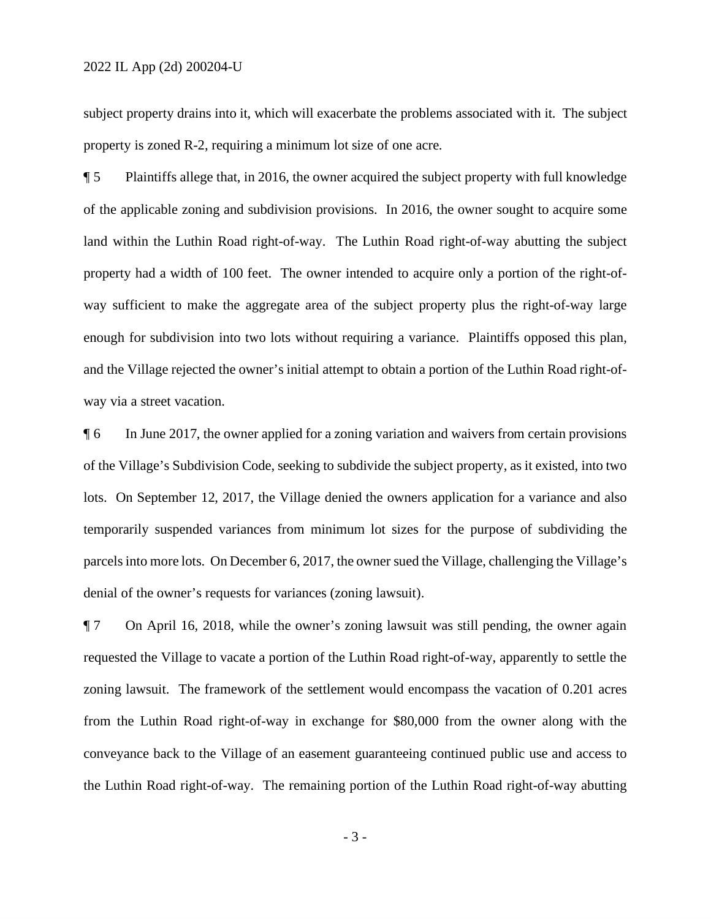subject property drains into it, which will exacerbate the problems associated with it. The subject property is zoned R-2, requiring a minimum lot size of one acre.

¶ 5 Plaintiffs allege that, in 2016, the owner acquired the subject property with full knowledge of the applicable zoning and subdivision provisions. In 2016, the owner sought to acquire some land within the Luthin Road right-of-way. The Luthin Road right-of-way abutting the subject property had a width of 100 feet. The owner intended to acquire only a portion of the right-of-way sufficient to make the aggregate area of the subject property plus the right-of-way large enough for subdivision into two lots without requiring a variance. Plaintiffs opposed this plan, and the Village rejected the owner's initial attempt to obtain a portion of the Luthin Road right-of-way via a street vacation.

¶ 6 In June 2017, the owner applied for a zoning variation and waivers from certain provisions of the Village's Subdivision Code, seeking to subdivide the subject property, as it existed, into two lots. On September 12, 2017, the Village denied the owners application for a variance and also temporarily suspended variances from minimum lot sizes for the purpose of subdividing the parcels into more lots. On December 6, 2017, the owner sued the Village, challenging the Village's denial of the owner's requests for variances (zoning lawsuit).

¶ 7 On April 16, 2018, while the owner's zoning lawsuit was still pending, the owner again requested the Village to vacate a portion of the Luthin Road right-of-way, apparently to settle the zoning lawsuit. The framework of the settlement would encompass the vacation of 0.201 acres from the Luthin Road right-of-way in exchange for $80,000 from the owner along with the conveyance back to the Village of an easement guaranteeing continued public use and access to the Luthin Road right-of-way. The remaining portion of the Luthin Road right-of-way abutting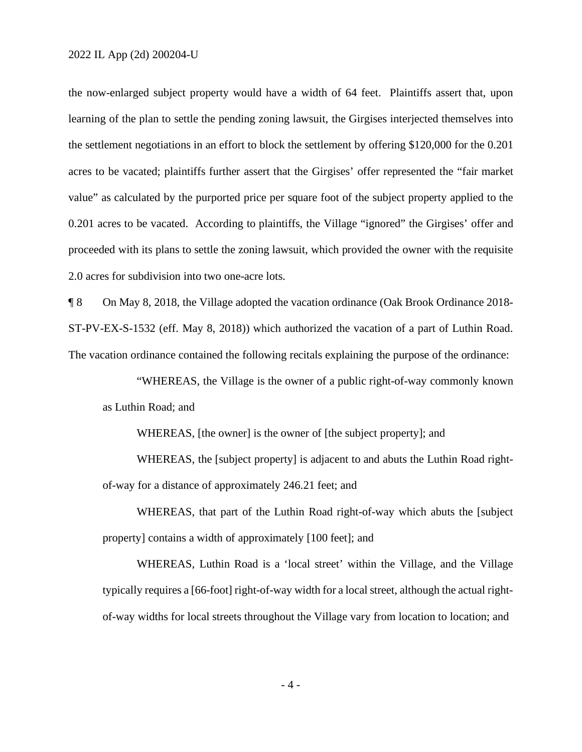the now-enlarged subject property would have a width of 64 feet. Plaintiffs assert that, upon learning of the plan to settle the pending zoning lawsuit, the Girgises interjected themselves into the settlement negotiations in an effort to block the settlement by offering $120,000 for the 0.201 acres to be vacated; plaintiffs further assert that the Girgises' offer represented the "fair market value" as calculated by the purported price per square foot of the subject property applied to the 0.201 acres to be vacated. According to plaintiffs, the Village "ignored" the Girgises' offer and proceeded with its plans to settle the zoning lawsuit, which provided the owner with the requisite 2.0 acres for subdivision into two one-acre lots.

¶ 8 On May 8, 2018, the Village adopted the vacation ordinance (Oak Brook Ordinance 2018-ST-PV-EX-S-1532 (eff. May 8, 2018)) which authorized the vacation of a part of Luthin Road. The vacation ordinance contained the following recitals explaining the purpose of the ordinance:

> "WHEREAS, the Village is the owner of a public right-of-way commonly known as Luthin Road; and
>
> WHEREAS, [the owner] is the owner of [the subject property]; and
>
> WHEREAS, the [subject property] is adjacent to and abuts the Luthin Road right-of-way for a distance of approximately 246.21 feet; and
>
> WHEREAS, that part of the Luthin Road right-of-way which abuts the [subject property] contains a width of approximately [100 feet]; and
>
> WHEREAS, Luthin Road is a 'local street' within the Village, and the Village typically requires a [66-foot] right-of-way width for a local street, although the actual right-of-way widths for local streets throughout the Village vary from location to location; and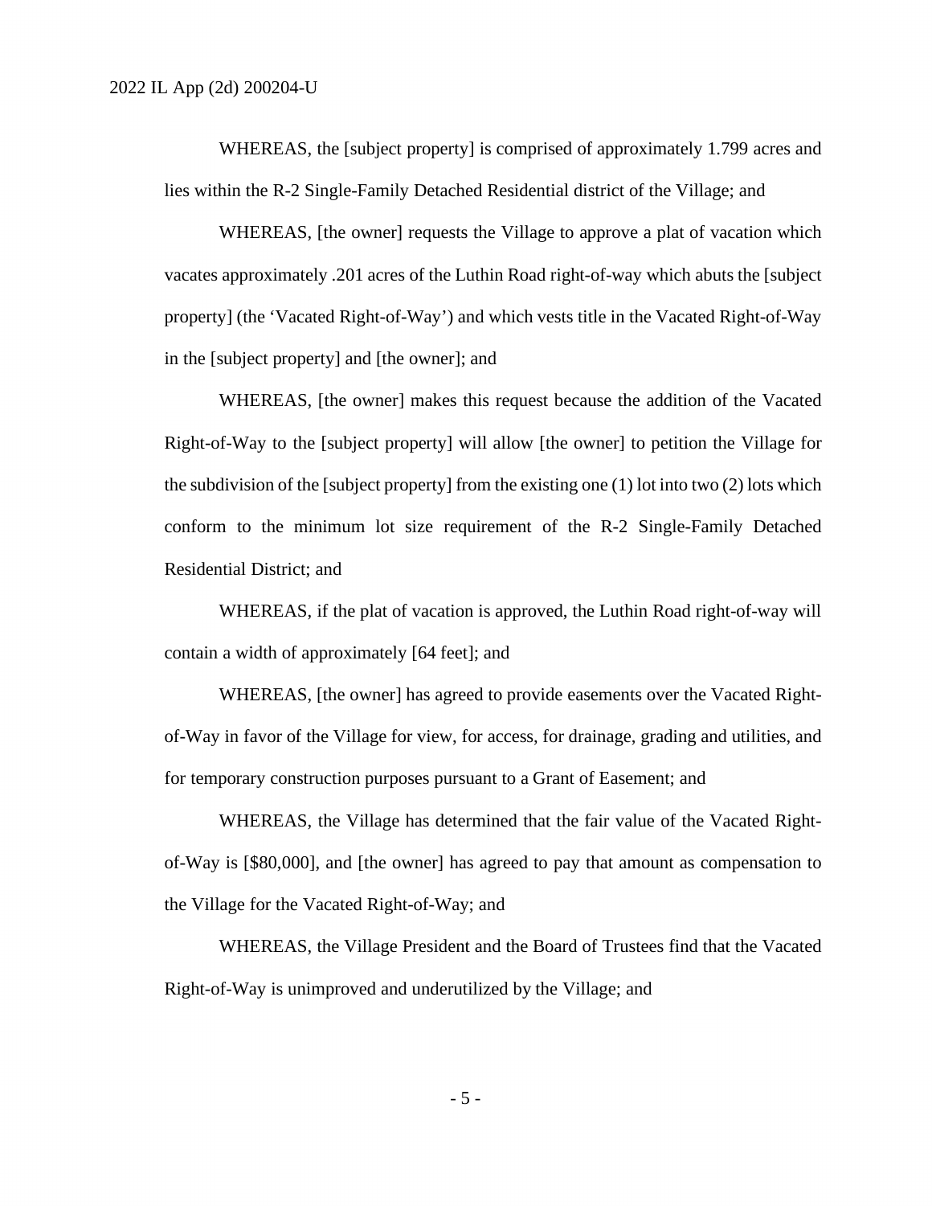WHEREAS, the [subject property] is comprised of approximately 1.799 acres and lies within the R-2 Single-Family Detached Residential district of the Village; and

WHEREAS, [the owner] requests the Village to approve a plat of vacation which vacates approximately .201 acres of the Luthin Road right-of-way which abuts the [subject property] (the 'Vacated Right-of-Way') and which vests title in the Vacated Right-of-Way in the [subject property] and [the owner]; and

WHEREAS, [the owner] makes this request because the addition of the Vacated Right-of-Way to the [subject property] will allow [the owner] to petition the Village for the subdivision of the [subject property] from the existing one (1) lot into two (2) lots which conform to the minimum lot size requirement of the R-2 Single-Family Detached Residential District; and

WHEREAS, if the plat of vacation is approved, the Luthin Road right-of-way will contain a width of approximately [64 feet]; and

WHEREAS, [the owner] has agreed to provide easements over the Vacated Right-of-Way in favor of the Village for view, for access, for drainage, grading and utilities, and for temporary construction purposes pursuant to a Grant of Easement; and

WHEREAS, the Village has determined that the fair value of the Vacated Right-of-Way is [$80,000], and [the owner] has agreed to pay that amount as compensation to the Village for the Vacated Right-of-Way; and

WHEREAS, the Village President and the Board of Trustees find that the Vacated Right-of-Way is unimproved and underutilized by the Village; and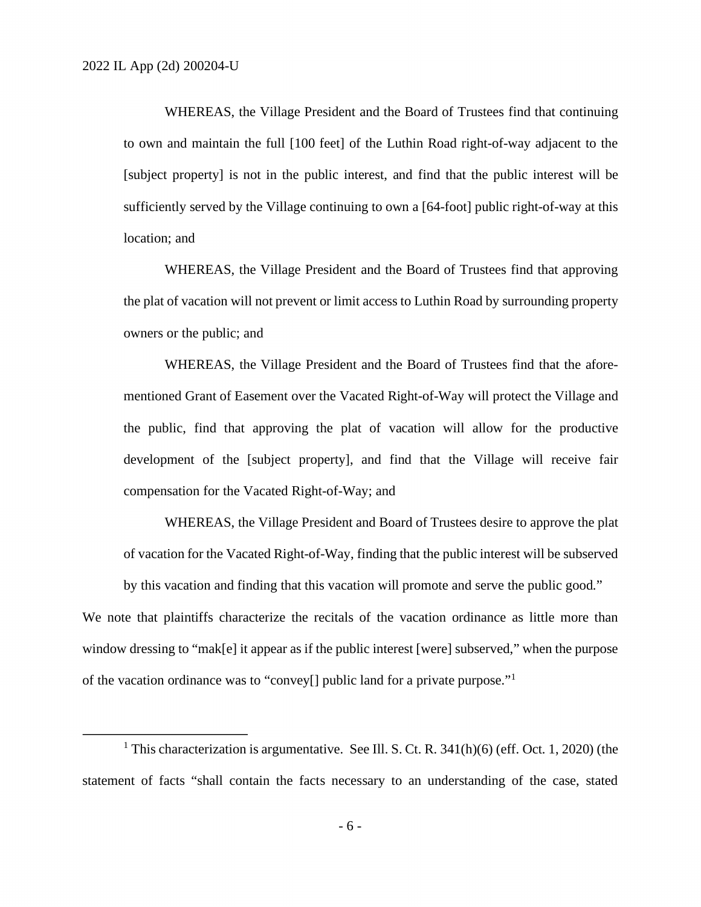> WHEREAS, the Village President and the Board of Trustees find that continuing to own and maintain the full [100 feet] of the Luthin Road right-of-way adjacent to the [subject property] is not in the public interest, and find that the public interest will be sufficiently served by the Village continuing to own a [64-foot] public right-of-way at this location; and
>
> WHEREAS, the Village President and the Board of Trustees find that approving the plat of vacation will not prevent or limit access to Luthin Road by surrounding property owners or the public; and
>
> WHEREAS, the Village President and the Board of Trustees find that the aforementioned Grant of Easement over the Vacated Right-of-Way will protect the Village and the public, find that approving the plat of vacation will allow for the productive development of the [subject property], and find that the Village will receive fair compensation for the Vacated Right-of-Way; and
>
> WHEREAS, the Village President and Board of Trustees desire to approve the plat of vacation for the Vacated Right-of-Way, finding that the public interest will be subserved by this vacation and finding that this vacation will promote and serve the public good."

We note that plaintiffs characterize the recitals of the vacation ordinance as little more than window dressing to "mak[e] it appear as if the public interest [were] subserved," when the purpose of the vacation ordinance was to "convey[] public land for a private purpose."[1]

---

[1] This characterization is argumentative. See Ill. S. Ct. R. 341(h)(6) (eff. Oct. 1, 2020) (the statement of facts "shall contain the facts necessary to an understanding of the case, stated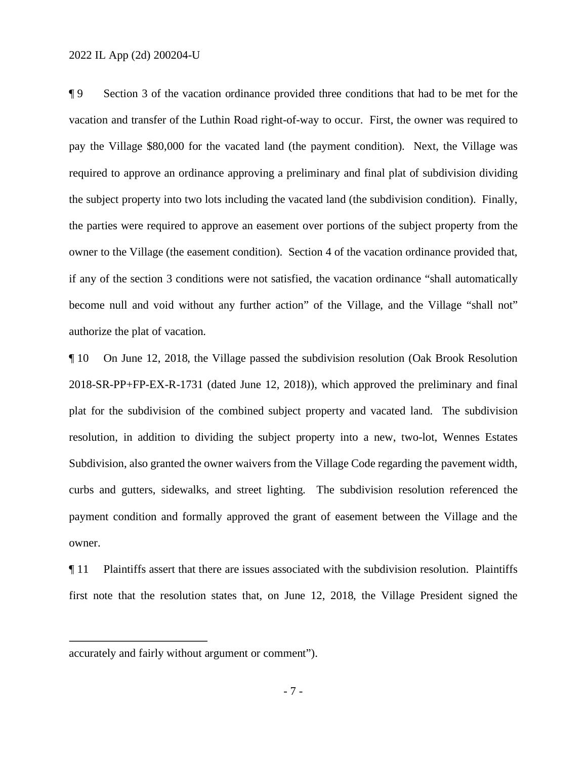¶ 9 Section 3 of the vacation ordinance provided three conditions that had to be met for the vacation and transfer of the Luthin Road right-of-way to occur. First, the owner was required to pay the Village $80,000 for the vacated land (the payment condition). Next, the Village was required to approve an ordinance approving a preliminary and final plat of subdivision dividing the subject property into two lots including the vacated land (the subdivision condition). Finally, the parties were required to approve an easement over portions of the subject property from the owner to the Village (the easement condition). Section 4 of the vacation ordinance provided that, if any of the section 3 conditions were not satisfied, the vacation ordinance "shall automatically become null and void without any further action" of the Village, and the Village "shall not" authorize the plat of vacation.

¶ 10 On June 12, 2018, the Village passed the subdivision resolution (Oak Brook Resolution 2018-SR-PP+FP-EX-R-1731 (dated June 12, 2018)), which approved the preliminary and final plat for the subdivision of the combined subject property and vacated land. The subdivision resolution, in addition to dividing the subject property into a new, two-lot, Wennes Estates Subdivision, also granted the owner waivers from the Village Code regarding the pavement width, curbs and gutters, sidewalks, and street lighting. The subdivision resolution referenced the payment condition and formally approved the grant of easement between the Village and the owner.

¶ 11 Plaintiffs assert that there are issues associated with the subdivision resolution. Plaintiffs first note that the resolution states that, on June 12, 2018, the Village President signed the

---

accurately and fairly without argument or comment").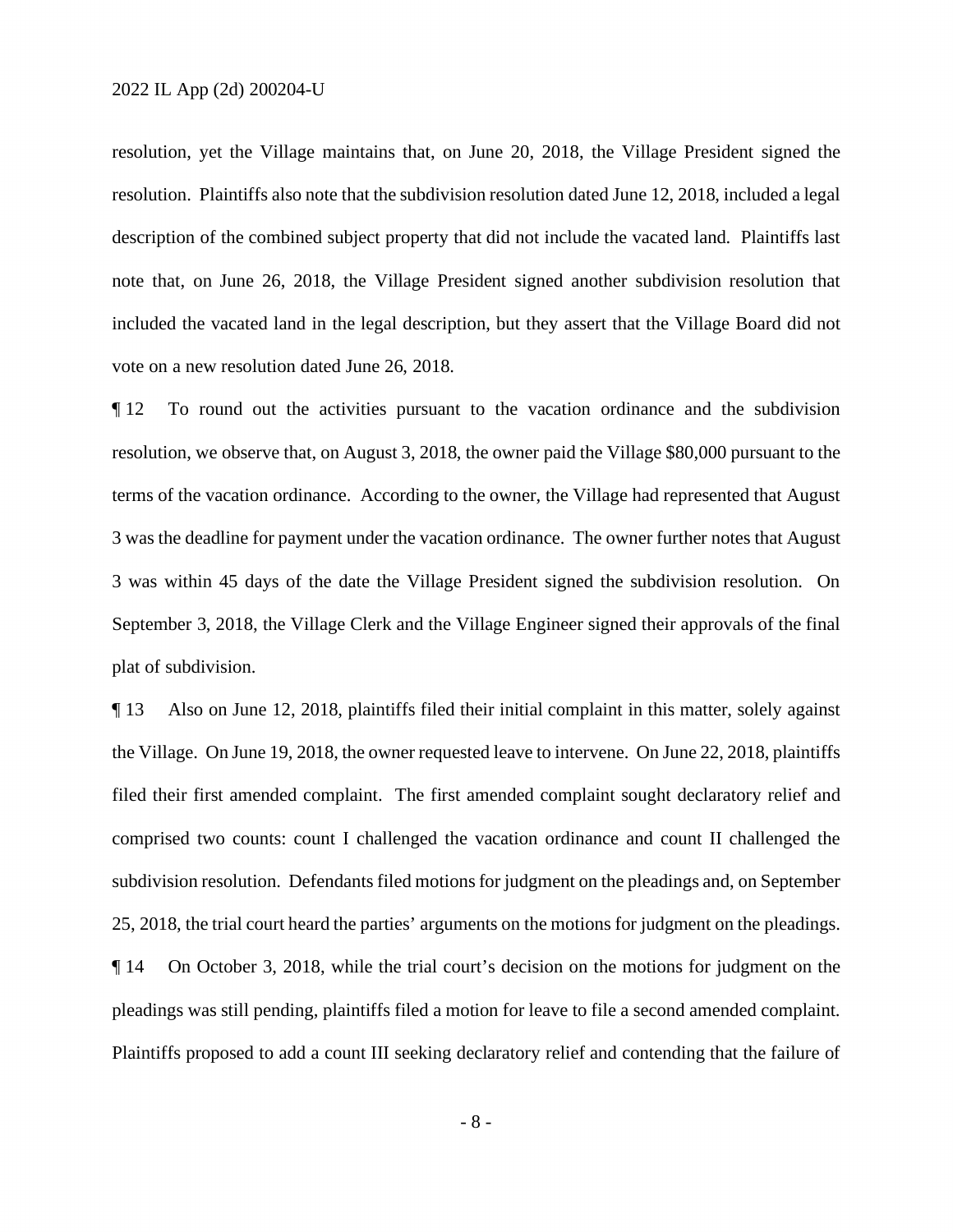resolution, yet the Village maintains that, on June 20, 2018, the Village President signed the resolution. Plaintiffs also note that the subdivision resolution dated June 12, 2018, included a legal description of the combined subject property that did not include the vacated land. Plaintiffs last note that, on June 26, 2018, the Village President signed another subdivision resolution that included the vacated land in the legal description, but they assert that the Village Board did not vote on a new resolution dated June 26, 2018.

¶ 12 To round out the activities pursuant to the vacation ordinance and the subdivision resolution, we observe that, on August 3, 2018, the owner paid the Village $80,000 pursuant to the terms of the vacation ordinance. According to the owner, the Village had represented that August 3 was the deadline for payment under the vacation ordinance. The owner further notes that August 3 was within 45 days of the date the Village President signed the subdivision resolution. On September 3, 2018, the Village Clerk and the Village Engineer signed their approvals of the final plat of subdivision.

¶ 13 Also on June 12, 2018, plaintiffs filed their initial complaint in this matter, solely against the Village. On June 19, 2018, the owner requested leave to intervene. On June 22, 2018, plaintiffs filed their first amended complaint. The first amended complaint sought declaratory relief and comprised two counts: count I challenged the vacation ordinance and count II challenged the subdivision resolution. Defendants filed motions for judgment on the pleadings and, on September 25, 2018, the trial court heard the parties' arguments on the motions for judgment on the pleadings.

¶ 14 On October 3, 2018, while the trial court's decision on the motions for judgment on the pleadings was still pending, plaintiffs filed a motion for leave to file a second amended complaint. Plaintiffs proposed to add a count III seeking declaratory relief and contending that the failure of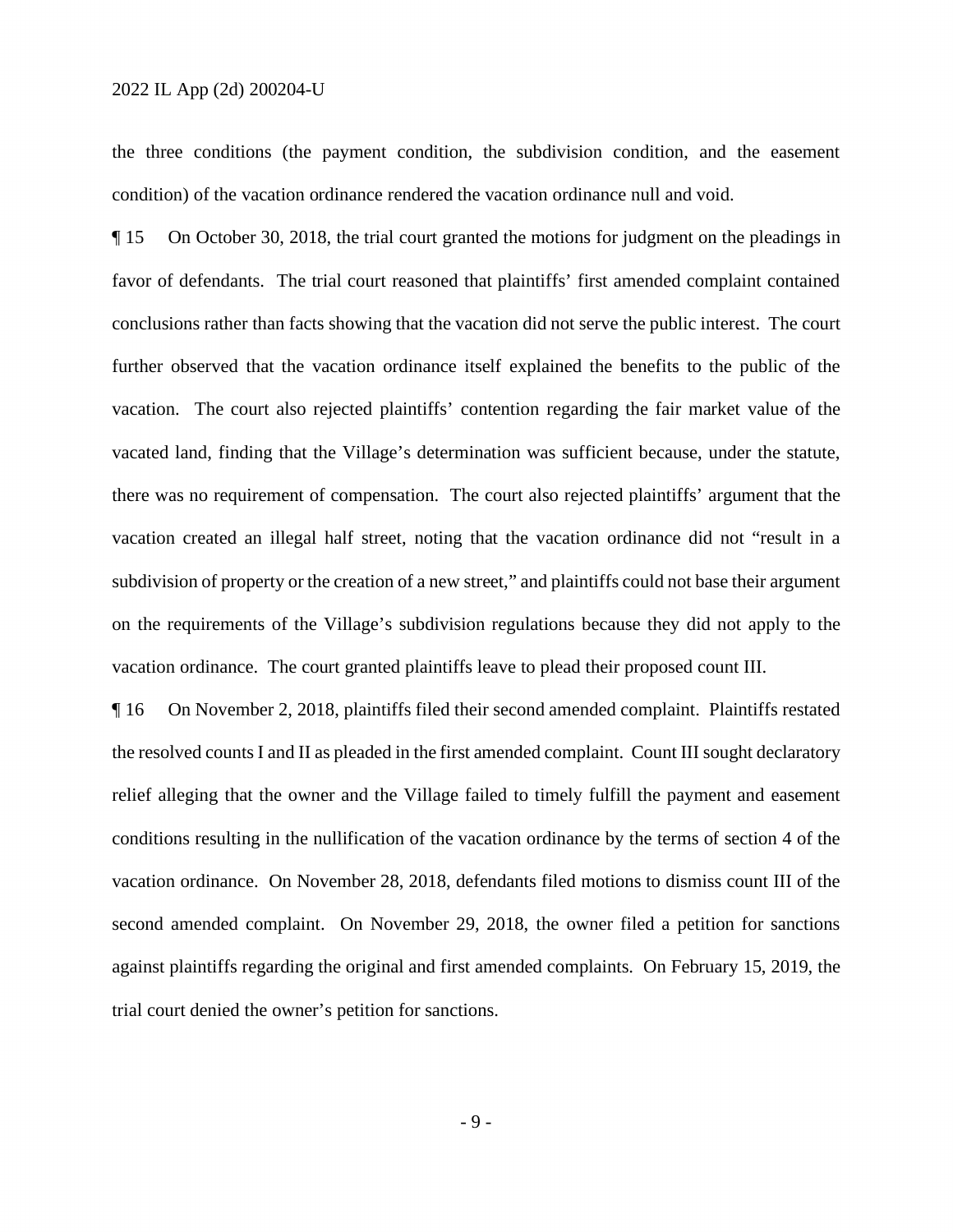the three conditions (the payment condition, the subdivision condition, and the easement condition) of the vacation ordinance rendered the vacation ordinance null and void.

¶ 15 On October 30, 2018, the trial court granted the motions for judgment on the pleadings in favor of defendants. The trial court reasoned that plaintiffs' first amended complaint contained conclusions rather than facts showing that the vacation did not serve the public interest. The court further observed that the vacation ordinance itself explained the benefits to the public of the vacation. The court also rejected plaintiffs' contention regarding the fair market value of the vacated land, finding that the Village's determination was sufficient because, under the statute, there was no requirement of compensation. The court also rejected plaintiffs' argument that the vacation created an illegal half street, noting that the vacation ordinance did not "result in a subdivision of property or the creation of a new street," and plaintiffs could not base their argument on the requirements of the Village's subdivision regulations because they did not apply to the vacation ordinance. The court granted plaintiffs leave to plead their proposed count III.

¶ 16 On November 2, 2018, plaintiffs filed their second amended complaint. Plaintiffs restated the resolved counts I and II as pleaded in the first amended complaint. Count III sought declaratory relief alleging that the owner and the Village failed to timely fulfill the payment and easement conditions resulting in the nullification of the vacation ordinance by the terms of section 4 of the vacation ordinance. On November 28, 2018, defendants filed motions to dismiss count III of the second amended complaint. On November 29, 2018, the owner filed a petition for sanctions against plaintiffs regarding the original and first amended complaints. On February 15, 2019, the trial court denied the owner's petition for sanctions.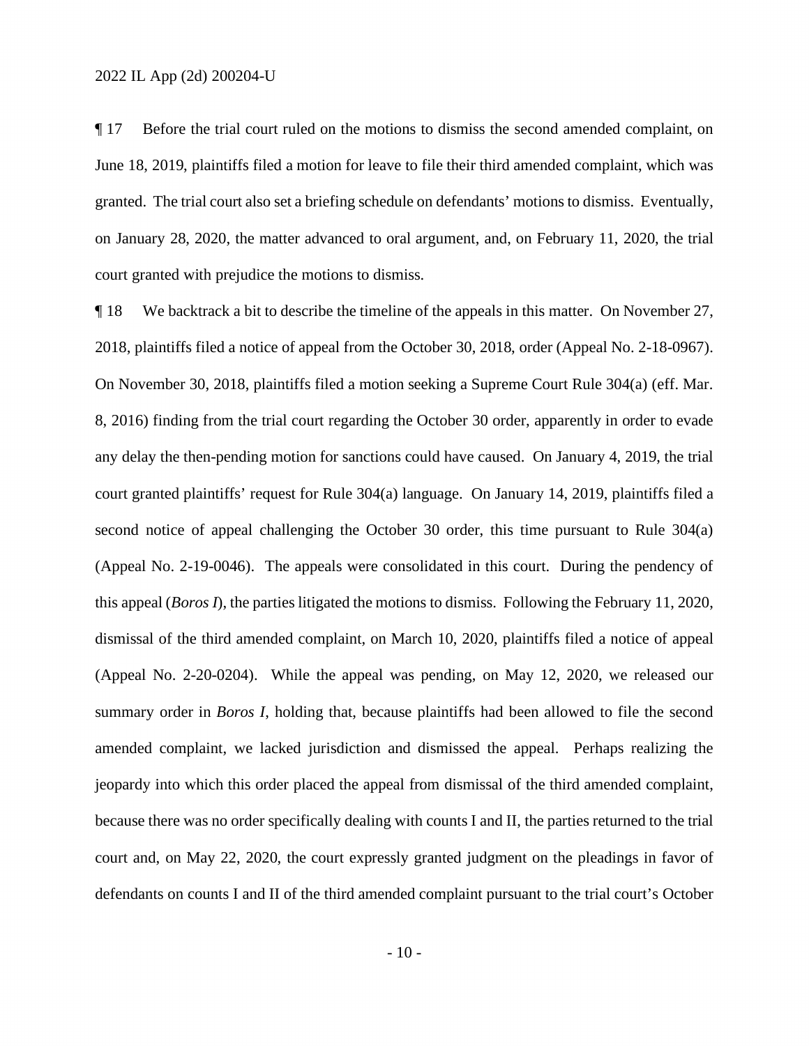¶ 17 Before the trial court ruled on the motions to dismiss the second amended complaint, on June 18, 2019, plaintiffs filed a motion for leave to file their third amended complaint, which was granted. The trial court also set a briefing schedule on defendants' motions to dismiss. Eventually, on January 28, 2020, the matter advanced to oral argument, and, on February 11, 2020, the trial court granted with prejudice the motions to dismiss.

¶ 18 We backtrack a bit to describe the timeline of the appeals in this matter. On November 27, 2018, plaintiffs filed a notice of appeal from the October 30, 2018, order (Appeal No. 2-18-0967). On November 30, 2018, plaintiffs filed a motion seeking a Supreme Court Rule 304(a) (eff. Mar. 8, 2016) finding from the trial court regarding the October 30 order, apparently in order to evade any delay the then-pending motion for sanctions could have caused. On January 4, 2019, the trial court granted plaintiffs' request for Rule 304(a) language. On January 14, 2019, plaintiffs filed a second notice of appeal challenging the October 30 order, this time pursuant to Rule 304(a) (Appeal No. 2-19-0046). The appeals were consolidated in this court. During the pendency of this appeal (*Boros I*), the parties litigated the motions to dismiss. Following the February 11, 2020, dismissal of the third amended complaint, on March 10, 2020, plaintiffs filed a notice of appeal (Appeal No. 2-20-0204). While the appeal was pending, on May 12, 2020, we released our summary order in *Boros I*, holding that, because plaintiffs had been allowed to file the second amended complaint, we lacked jurisdiction and dismissed the appeal. Perhaps realizing the jeopardy into which this order placed the appeal from dismissal of the third amended complaint, because there was no order specifically dealing with counts I and II, the parties returned to the trial court and, on May 22, 2020, the court expressly granted judgment on the pleadings in favor of defendants on counts I and II of the third amended complaint pursuant to the trial court's October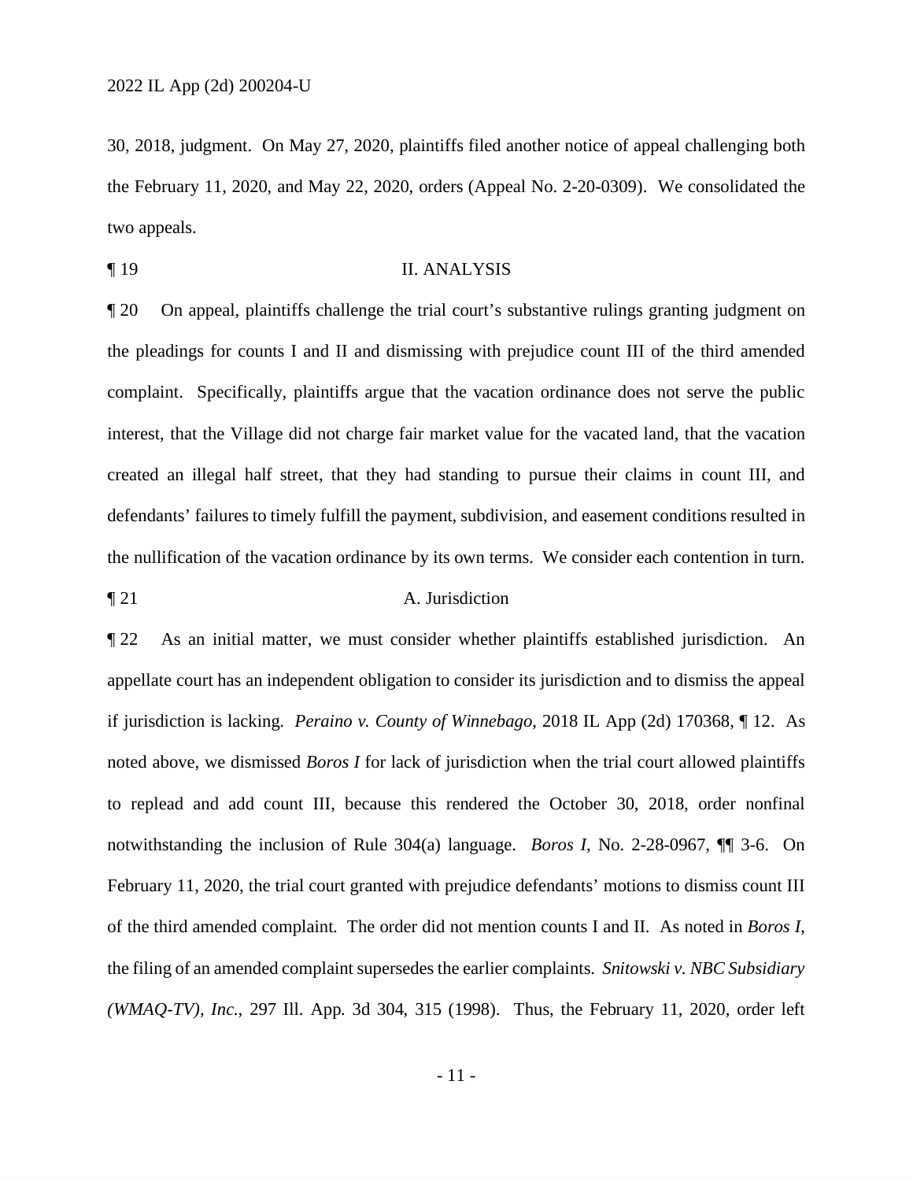30, 2018, judgment. On May 27, 2020, plaintiffs filed another notice of appeal challenging both the February 11, 2020, and May 22, 2020, orders (Appeal No. 2-20-0309). We consolidated the two appeals.

¶ 19 II. ANALYSIS

¶ 20 On appeal, plaintiffs challenge the trial court's substantive rulings granting judgment on the pleadings for counts I and II and dismissing with prejudice count III of the third amended complaint. Specifically, plaintiffs argue that the vacation ordinance does not serve the public interest, that the Village did not charge fair market value for the vacated land, that the vacation created an illegal half street, that they had standing to pursue their claims in count III, and defendants' failures to timely fulfill the payment, subdivision, and easement conditions resulted in the nullification of the vacation ordinance by its own terms. We consider each contention in turn.

¶ 21 A. Jurisdiction

¶ 22 As an initial matter, we must consider whether plaintiffs established jurisdiction. An appellate court has an independent obligation to consider its jurisdiction and to dismiss the appeal if jurisdiction is lacking. *Peraino v. County of Winnebago*, 2018 IL App (2d) 170368, ¶ 12. As noted above, we dismissed *Boros I* for lack of jurisdiction when the trial court allowed plaintiffs to replead and add count III, because this rendered the October 30, 2018, order nonfinal notwithstanding the inclusion of Rule 304(a) language. *Boros I*, No. 2-28-0967, ¶¶ 3-6. On February 11, 2020, the trial court granted with prejudice defendants' motions to dismiss count III of the third amended complaint. The order did not mention counts I and II. As noted in *Boros I*, the filing of an amended complaint supersedes the earlier complaints. *Snitowski v. NBC Subsidiary (WMAQ-TV), Inc.*, 297 Ill. App. 3d 304, 315 (1998). Thus, the February 11, 2020, order left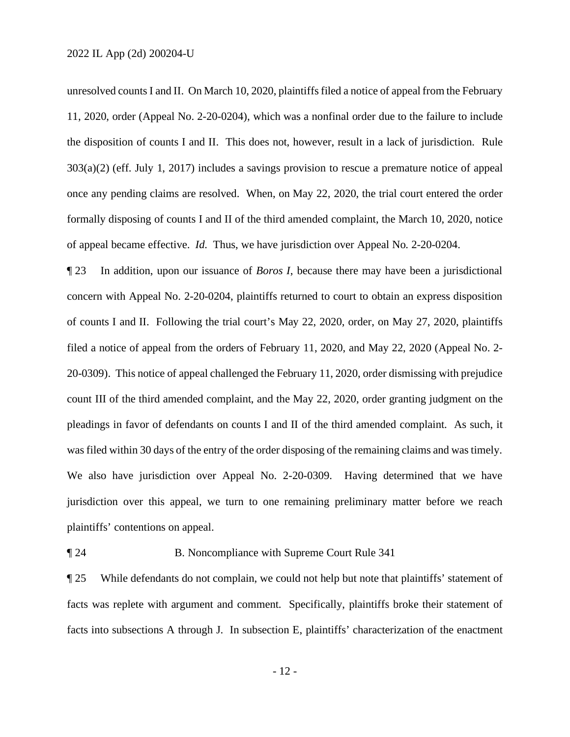unresolved counts I and II. On March 10, 2020, plaintiffs filed a notice of appeal from the February 11, 2020, order (Appeal No. 2-20-0204), which was a nonfinal order due to the failure to include the disposition of counts I and II. This does not, however, result in a lack of jurisdiction. Rule 303(a)(2) (eff. July 1, 2017) includes a savings provision to rescue a premature notice of appeal once any pending claims are resolved. When, on May 22, 2020, the trial court entered the order formally disposing of counts I and II of the third amended complaint, the March 10, 2020, notice of appeal became effective. *Id.* Thus, we have jurisdiction over Appeal No. 2-20-0204.

¶ 23 In addition, upon our issuance of *Boros I*, because there may have been a jurisdictional concern with Appeal No. 2-20-0204, plaintiffs returned to court to obtain an express disposition of counts I and II. Following the trial court's May 22, 2020, order, on May 27, 2020, plaintiffs filed a notice of appeal from the orders of February 11, 2020, and May 22, 2020 (Appeal No. 2-20-0309). This notice of appeal challenged the February 11, 2020, order dismissing with prejudice count III of the third amended complaint, and the May 22, 2020, order granting judgment on the pleadings in favor of defendants on counts I and II of the third amended complaint. As such, it was filed within 30 days of the entry of the order disposing of the remaining claims and was timely. We also have jurisdiction over Appeal No. 2-20-0309. Having determined that we have jurisdiction over this appeal, we turn to one remaining preliminary matter before we reach plaintiffs' contentions on appeal.

¶ 24 B. Noncompliance with Supreme Court Rule 341

¶ 25 While defendants do not complain, we could not help but note that plaintiffs' statement of facts was replete with argument and comment. Specifically, plaintiffs broke their statement of facts into subsections A through J. In subsection E, plaintiffs' characterization of the enactment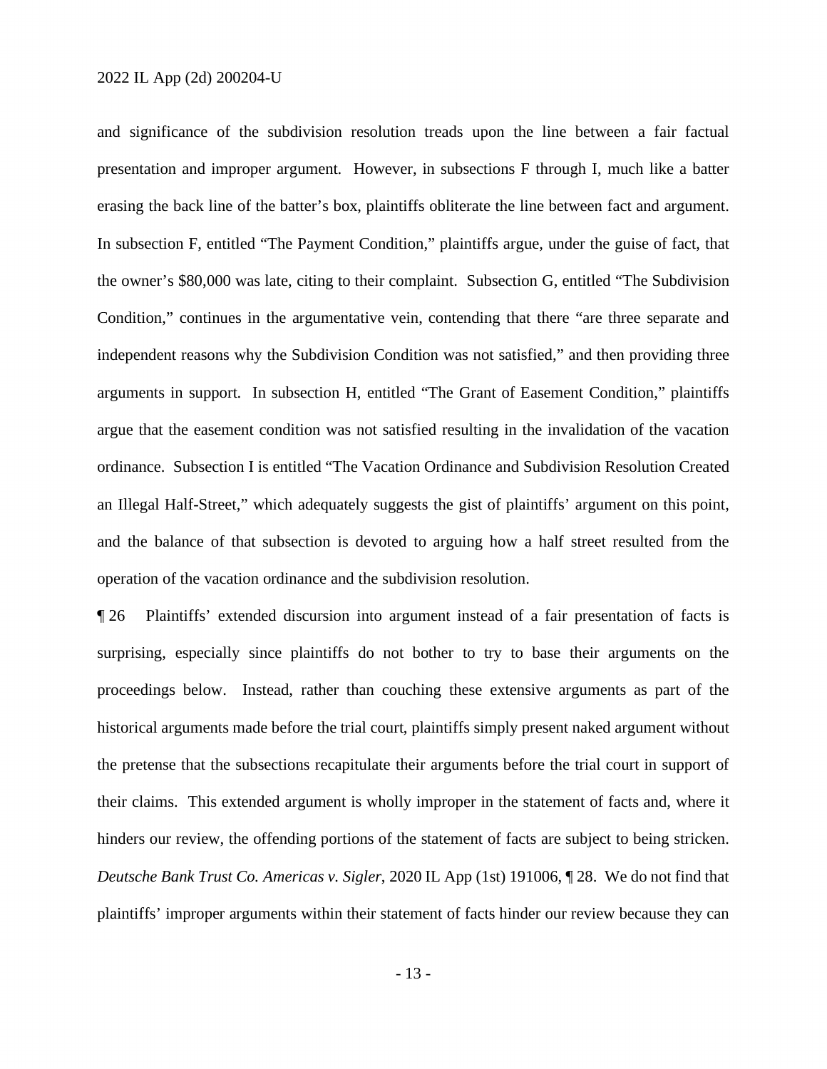and significance of the subdivision resolution treads upon the line between a fair factual presentation and improper argument. However, in subsections F through I, much like a batter erasing the back line of the batter's box, plaintiffs obliterate the line between fact and argument. In subsection F, entitled "The Payment Condition," plaintiffs argue, under the guise of fact, that the owner's $80,000 was late, citing to their complaint. Subsection G, entitled "The Subdivision Condition," continues in the argumentative vein, contending that there "are three separate and independent reasons why the Subdivision Condition was not satisfied," and then providing three arguments in support. In subsection H, entitled "The Grant of Easement Condition," plaintiffs argue that the easement condition was not satisfied resulting in the invalidation of the vacation ordinance. Subsection I is entitled "The Vacation Ordinance and Subdivision Resolution Created an Illegal Half-Street," which adequately suggests the gist of plaintiffs' argument on this point, and the balance of that subsection is devoted to arguing how a half street resulted from the operation of the vacation ordinance and the subdivision resolution.

¶ 26 Plaintiffs' extended discursion into argument instead of a fair presentation of facts is surprising, especially since plaintiffs do not bother to try to base their arguments on the proceedings below. Instead, rather than couching these extensive arguments as part of the historical arguments made before the trial court, plaintiffs simply present naked argument without the pretense that the subsections recapitulate their arguments before the trial court in support of their claims. This extended argument is wholly improper in the statement of facts and, where it hinders our review, the offending portions of the statement of facts are subject to being stricken. *Deutsche Bank Trust Co. Americas v. Sigler*, 2020 IL App (1st) 191006, ¶ 28. We do not find that plaintiffs' improper arguments within their statement of facts hinder our review because they can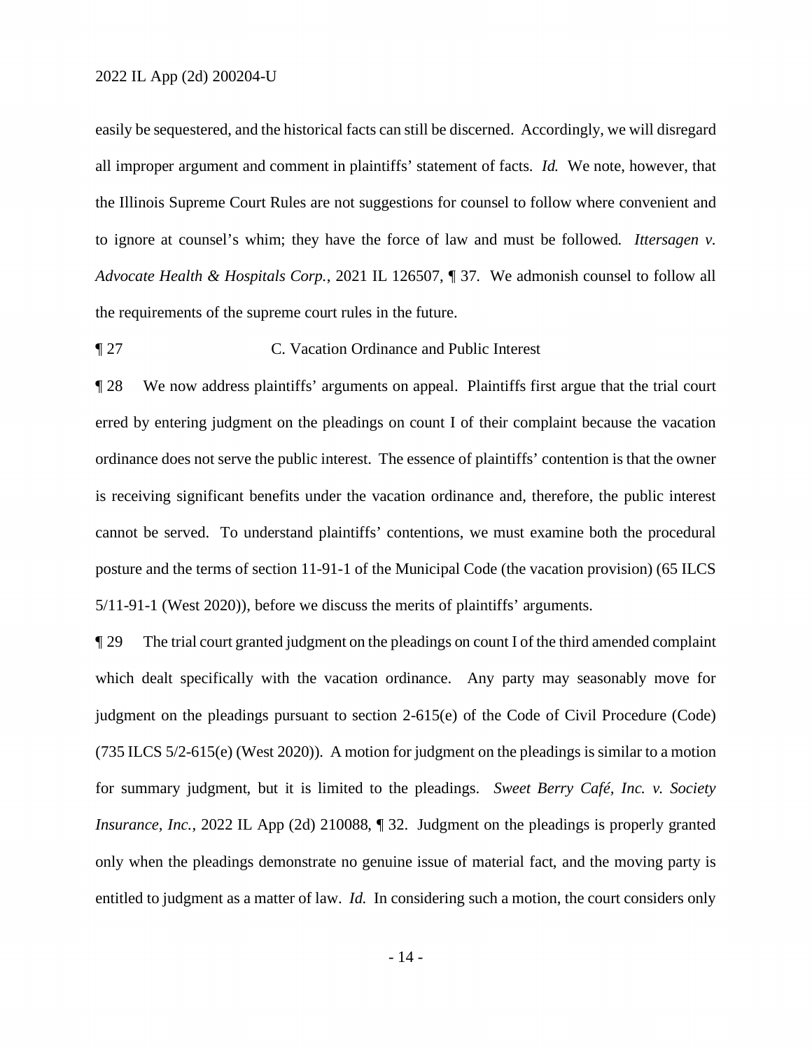easily be sequestered, and the historical facts can still be discerned. Accordingly, we will disregard all improper argument and comment in plaintiffs' statement of facts. *Id.* We note, however, that the Illinois Supreme Court Rules are not suggestions for counsel to follow where convenient and to ignore at counsel's whim; they have the force of law and must be followed. *Ittersagen v. Advocate Health & Hospitals Corp.*, 2021 IL 126507, ¶ 37. We admonish counsel to follow all the requirements of the supreme court rules in the future.

¶ 27 C. Vacation Ordinance and Public Interest

¶ 28 We now address plaintiffs' arguments on appeal. Plaintiffs first argue that the trial court erred by entering judgment on the pleadings on count I of their complaint because the vacation ordinance does not serve the public interest. The essence of plaintiffs' contention is that the owner is receiving significant benefits under the vacation ordinance and, therefore, the public interest cannot be served. To understand plaintiffs' contentions, we must examine both the procedural posture and the terms of section 11-91-1 of the Municipal Code (the vacation provision) (65 ILCS 5/11-91-1 (West 2020)), before we discuss the merits of plaintiffs' arguments.

¶ 29 The trial court granted judgment on the pleadings on count I of the third amended complaint which dealt specifically with the vacation ordinance. Any party may seasonably move for judgment on the pleadings pursuant to section 2-615(e) of the Code of Civil Procedure (Code) (735 ILCS 5/2-615(e) (West 2020)). A motion for judgment on the pleadings is similar to a motion for summary judgment, but it is limited to the pleadings. *Sweet Berry Café, Inc. v. Society Insurance, Inc.*, 2022 IL App (2d) 210088, ¶ 32. Judgment on the pleadings is properly granted only when the pleadings demonstrate no genuine issue of material fact, and the moving party is entitled to judgment as a matter of law. *Id.* In considering such a motion, the court considers only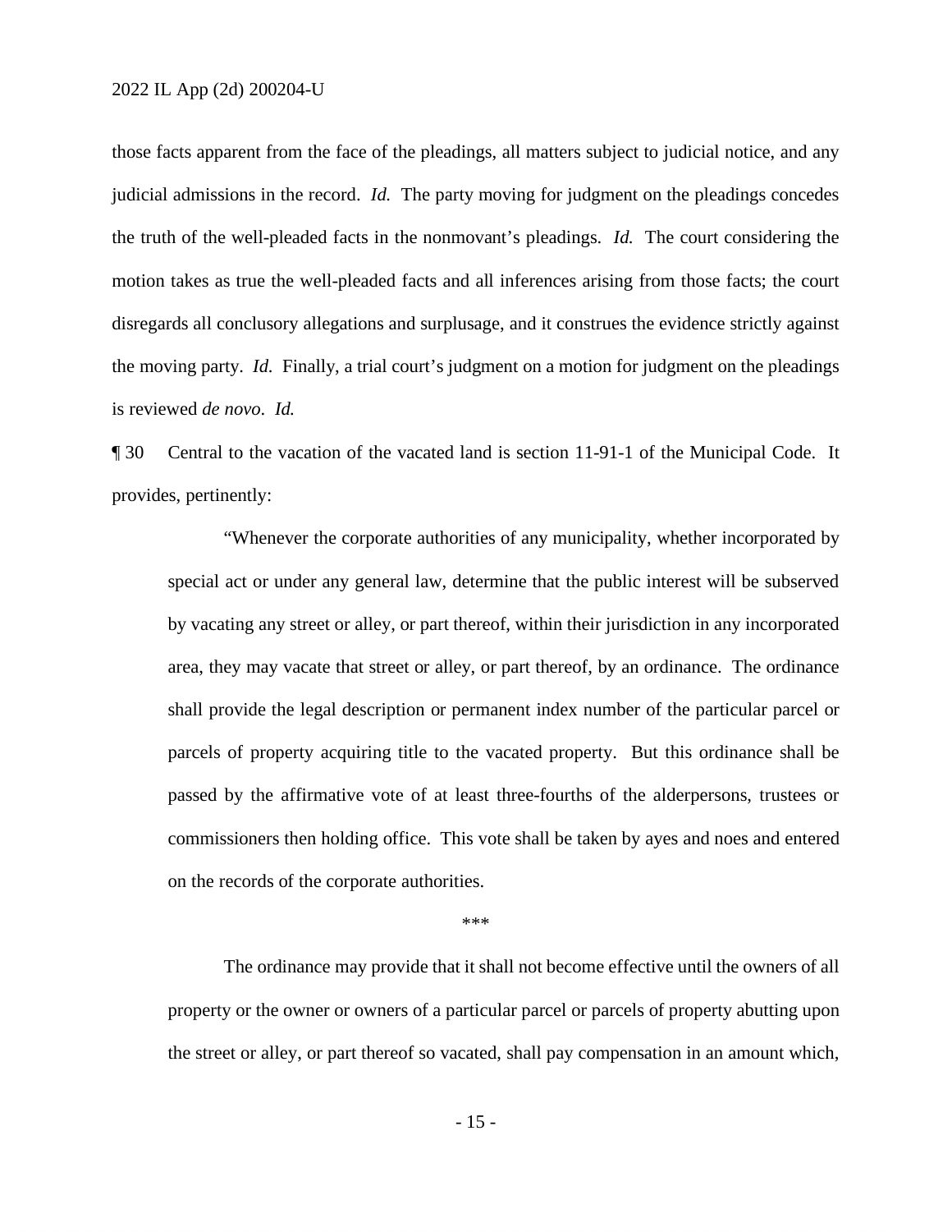those facts apparent from the face of the pleadings, all matters subject to judicial notice, and any judicial admissions in the record. *Id.* The party moving for judgment on the pleadings concedes the truth of the well-pleaded facts in the nonmovant's pleadings. *Id.* The court considering the motion takes as true the well-pleaded facts and all inferences arising from those facts; the court disregards all conclusory allegations and surplusage, and it construes the evidence strictly against the moving party. *Id.* Finally, a trial court's judgment on a motion for judgment on the pleadings is reviewed *de novo*. *Id.*

¶ 30 Central to the vacation of the vacated land is section 11-91-1 of the Municipal Code. It provides, pertinently:

> "Whenever the corporate authorities of any municipality, whether incorporated by special act or under any general law, determine that the public interest will be subserved by vacating any street or alley, or part thereof, within their jurisdiction in any incorporated area, they may vacate that street or alley, or part thereof, by an ordinance. The ordinance shall provide the legal description or permanent index number of the particular parcel or parcels of property acquiring title to the vacated property. But this ordinance shall be passed by the affirmative vote of at least three-fourths of the alderpersons, trustees or commissioners then holding office. This vote shall be taken by ayes and noes and entered on the records of the corporate authorities.
>
> \*\*\*
>
> The ordinance may provide that it shall not become effective until the owners of all property or the owner or owners of a particular parcel or parcels of property abutting upon the street or alley, or part thereof so vacated, shall pay compensation in an amount which,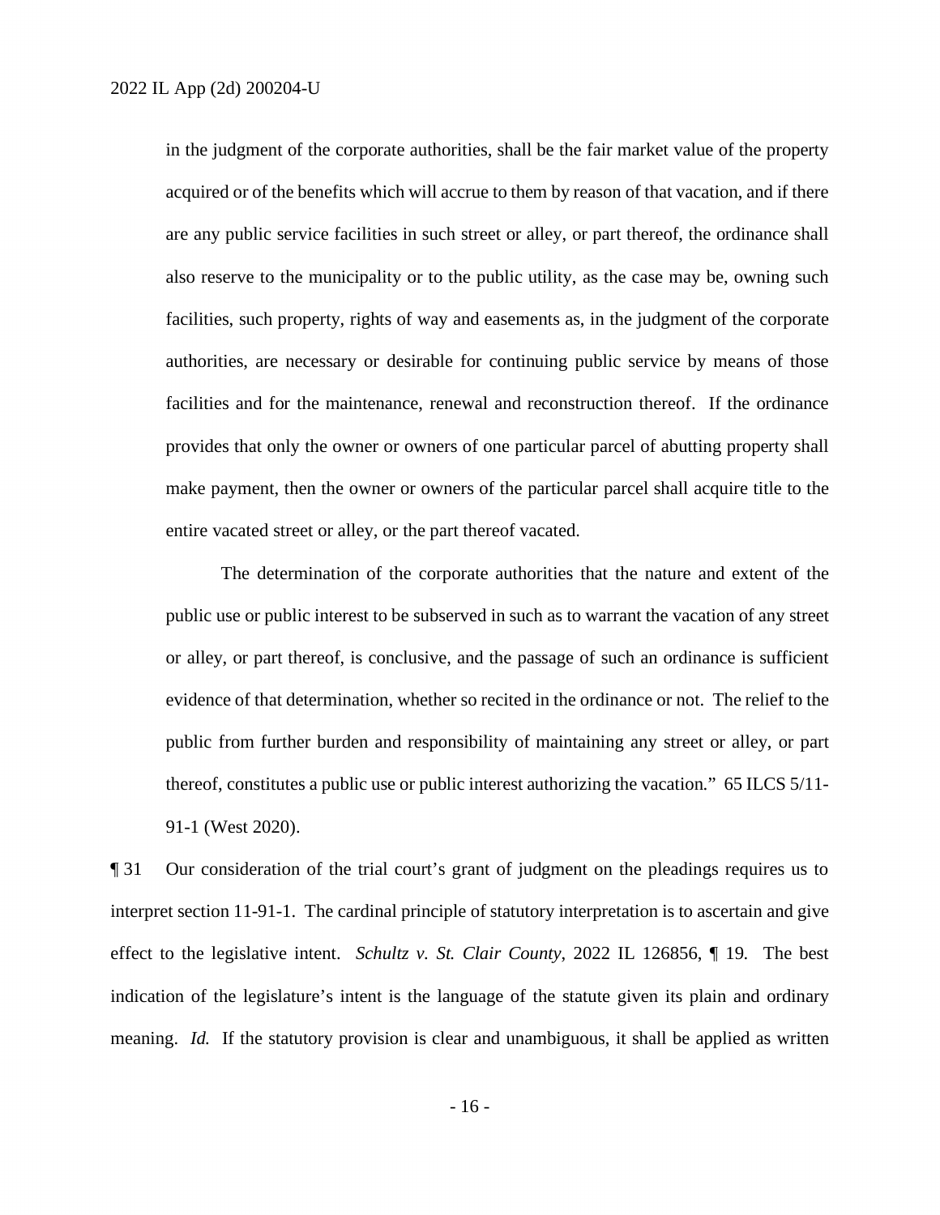> in the judgment of the corporate authorities, shall be the fair market value of the property acquired or of the benefits which will accrue to them by reason of that vacation, and if there are any public service facilities in such street or alley, or part thereof, the ordinance shall also reserve to the municipality or to the public utility, as the case may be, owning such facilities, such property, rights of way and easements as, in the judgment of the corporate authorities, are necessary or desirable for continuing public service by means of those facilities and for the maintenance, renewal and reconstruction thereof. If the ordinance provides that only the owner or owners of one particular parcel of abutting property shall make payment, then the owner or owners of the particular parcel shall acquire title to the entire vacated street or alley, or the part thereof vacated.
>
> The determination of the corporate authorities that the nature and extent of the public use or public interest to be subserved in such as to warrant the vacation of any street or alley, or part thereof, is conclusive, and the passage of such an ordinance is sufficient evidence of that determination, whether so recited in the ordinance or not. The relief to the public from further burden and responsibility of maintaining any street or alley, or part thereof, constitutes a public use or public interest authorizing the vacation." 65 ILCS 5/11-91-1 (West 2020).

¶ 31 Our consideration of the trial court's grant of judgment on the pleadings requires us to interpret section 11-91-1. The cardinal principle of statutory interpretation is to ascertain and give effect to the legislative intent. *Schultz v. St. Clair County*, 2022 IL 126856, ¶ 19. The best indication of the legislature's intent is the language of the statute given its plain and ordinary meaning. *Id.* If the statutory provision is clear and unambiguous, it shall be applied as written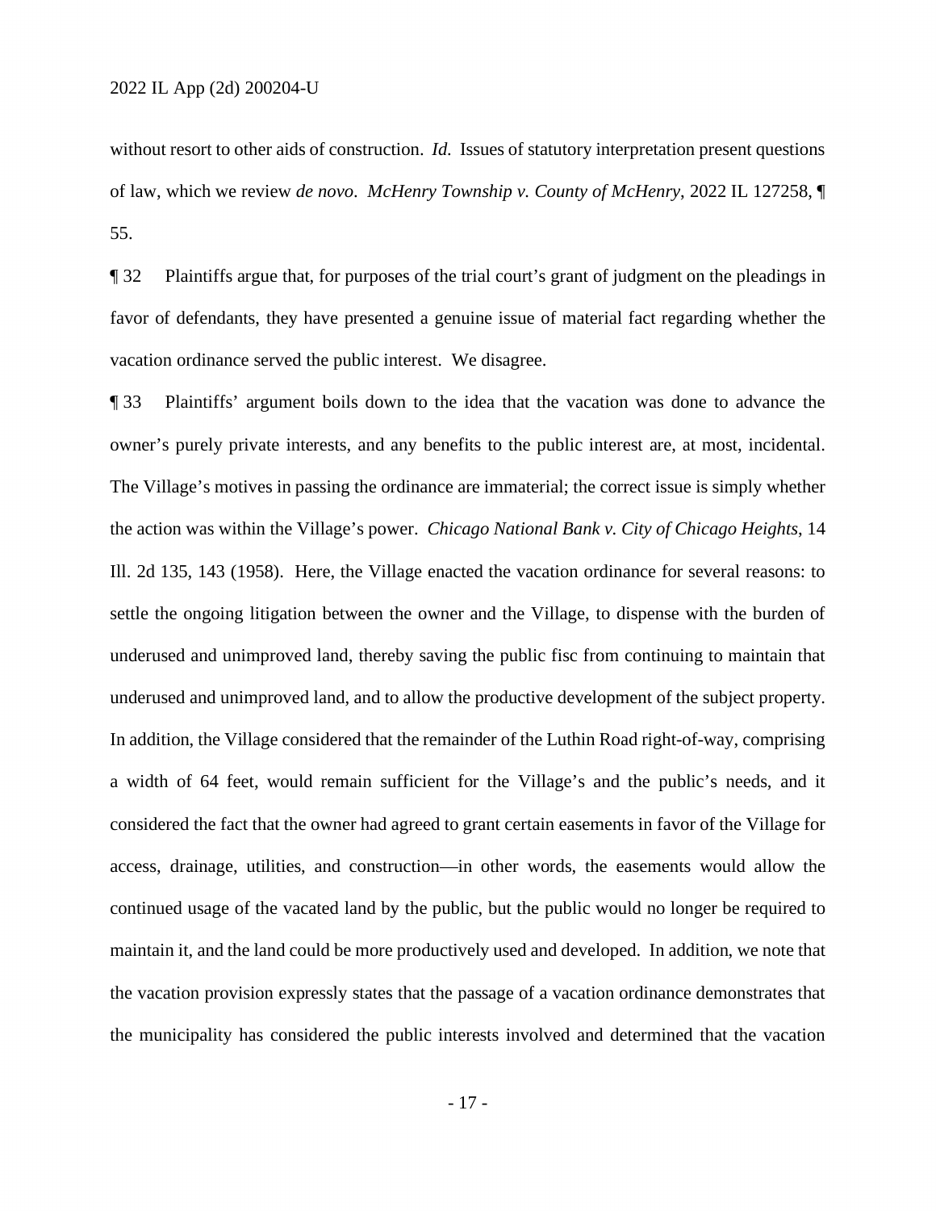without resort to other aids of construction. *Id.* Issues of statutory interpretation present questions of law, which we review *de novo*. *McHenry Township v. County of McHenry*, 2022 IL 127258, ¶ 55.

¶ 32 Plaintiffs argue that, for purposes of the trial court's grant of judgment on the pleadings in favor of defendants, they have presented a genuine issue of material fact regarding whether the vacation ordinance served the public interest. We disagree.

¶ 33 Plaintiffs' argument boils down to the idea that the vacation was done to advance the owner's purely private interests, and any benefits to the public interest are, at most, incidental. The Village's motives in passing the ordinance are immaterial; the correct issue is simply whether the action was within the Village's power. *Chicago National Bank v. City of Chicago Heights*, 14 Ill. 2d 135, 143 (1958). Here, the Village enacted the vacation ordinance for several reasons: to settle the ongoing litigation between the owner and the Village, to dispense with the burden of underused and unimproved land, thereby saving the public fisc from continuing to maintain that underused and unimproved land, and to allow the productive development of the subject property. In addition, the Village considered that the remainder of the Luthin Road right-of-way, comprising a width of 64 feet, would remain sufficient for the Village's and the public's needs, and it considered the fact that the owner had agreed to grant certain easements in favor of the Village for access, drainage, utilities, and construction—in other words, the easements would allow the continued usage of the vacated land by the public, but the public would no longer be required to maintain it, and the land could be more productively used and developed. In addition, we note that the vacation provision expressly states that the passage of a vacation ordinance demonstrates that the municipality has considered the public interests involved and determined that the vacation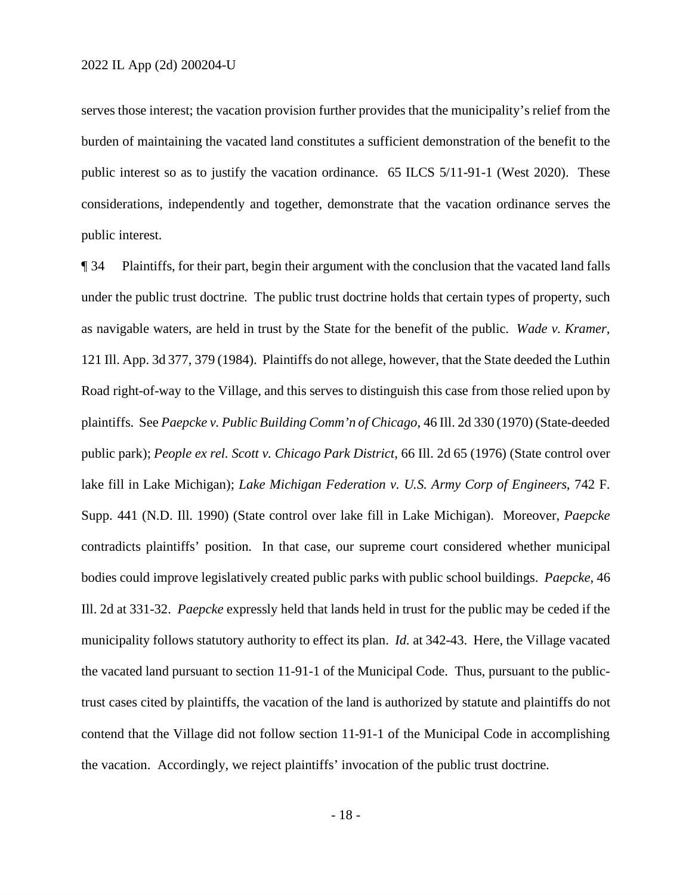serves those interest; the vacation provision further provides that the municipality's relief from the burden of maintaining the vacated land constitutes a sufficient demonstration of the benefit to the public interest so as to justify the vacation ordinance. 65 ILCS 5/11-91-1 (West 2020). These considerations, independently and together, demonstrate that the vacation ordinance serves the public interest.

¶ 34 Plaintiffs, for their part, begin their argument with the conclusion that the vacated land falls under the public trust doctrine. The public trust doctrine holds that certain types of property, such as navigable waters, are held in trust by the State for the benefit of the public. *Wade v. Kramer*, 121 Ill. App. 3d 377, 379 (1984). Plaintiffs do not allege, however, that the State deeded the Luthin Road right-of-way to the Village, and this serves to distinguish this case from those relied upon by plaintiffs. See *Paepcke v. Public Building Comm'n of Chicago*, 46 Ill. 2d 330 (1970) (State-deeded public park); *People ex rel. Scott v. Chicago Park District*, 66 Ill. 2d 65 (1976) (State control over lake fill in Lake Michigan); *Lake Michigan Federation v. U.S. Army Corp of Engineers*, 742 F. Supp. 441 (N.D. Ill. 1990) (State control over lake fill in Lake Michigan). Moreover, *Paepcke* contradicts plaintiffs' position. In that case, our supreme court considered whether municipal bodies could improve legislatively created public parks with public school buildings. *Paepcke*, 46 Ill. 2d at 331-32. *Paepcke* expressly held that lands held in trust for the public may be ceded if the municipality follows statutory authority to effect its plan. *Id.* at 342-43. Here, the Village vacated the vacated land pursuant to section 11-91-1 of the Municipal Code. Thus, pursuant to the public-trust cases cited by plaintiffs, the vacation of the land is authorized by statute and plaintiffs do not contend that the Village did not follow section 11-91-1 of the Municipal Code in accomplishing the vacation. Accordingly, we reject plaintiffs' invocation of the public trust doctrine.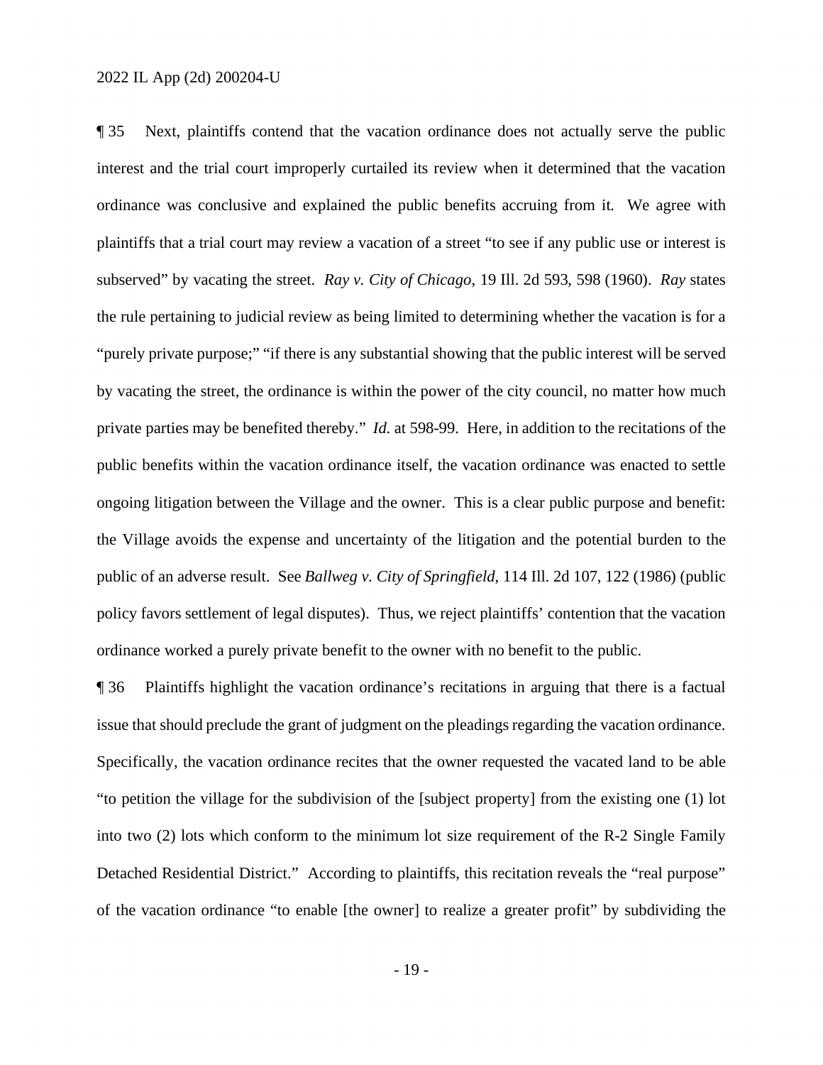¶ 35 Next, plaintiffs contend that the vacation ordinance does not actually serve the public interest and the trial court improperly curtailed its review when it determined that the vacation ordinance was conclusive and explained the public benefits accruing from it. We agree with plaintiffs that a trial court may review a vacation of a street "to see if any public use or interest is subserved" by vacating the street. *Ray v. City of Chicago*, 19 Ill. 2d 593, 598 (1960). *Ray* states the rule pertaining to judicial review as being limited to determining whether the vacation is for a "purely private purpose;" "if there is any substantial showing that the public interest will be served by vacating the street, the ordinance is within the power of the city council, no matter how much private parties may be benefited thereby." *Id.* at 598-99. Here, in addition to the recitations of the public benefits within the vacation ordinance itself, the vacation ordinance was enacted to settle ongoing litigation between the Village and the owner. This is a clear public purpose and benefit: the Village avoids the expense and uncertainty of the litigation and the potential burden to the public of an adverse result. See *Ballweg v. City of Springfield*, 114 Ill. 2d 107, 122 (1986) (public policy favors settlement of legal disputes). Thus, we reject plaintiffs' contention that the vacation ordinance worked a purely private benefit to the owner with no benefit to the public.

¶ 36 Plaintiffs highlight the vacation ordinance's recitations in arguing that there is a factual issue that should preclude the grant of judgment on the pleadings regarding the vacation ordinance. Specifically, the vacation ordinance recites that the owner requested the vacated land to be able "to petition the village for the subdivision of the [subject property] from the existing one (1) lot into two (2) lots which conform to the minimum lot size requirement of the R-2 Single Family Detached Residential District." According to plaintiffs, this recitation reveals the "real purpose" of the vacation ordinance "to enable [the owner] to realize a greater profit" by subdividing the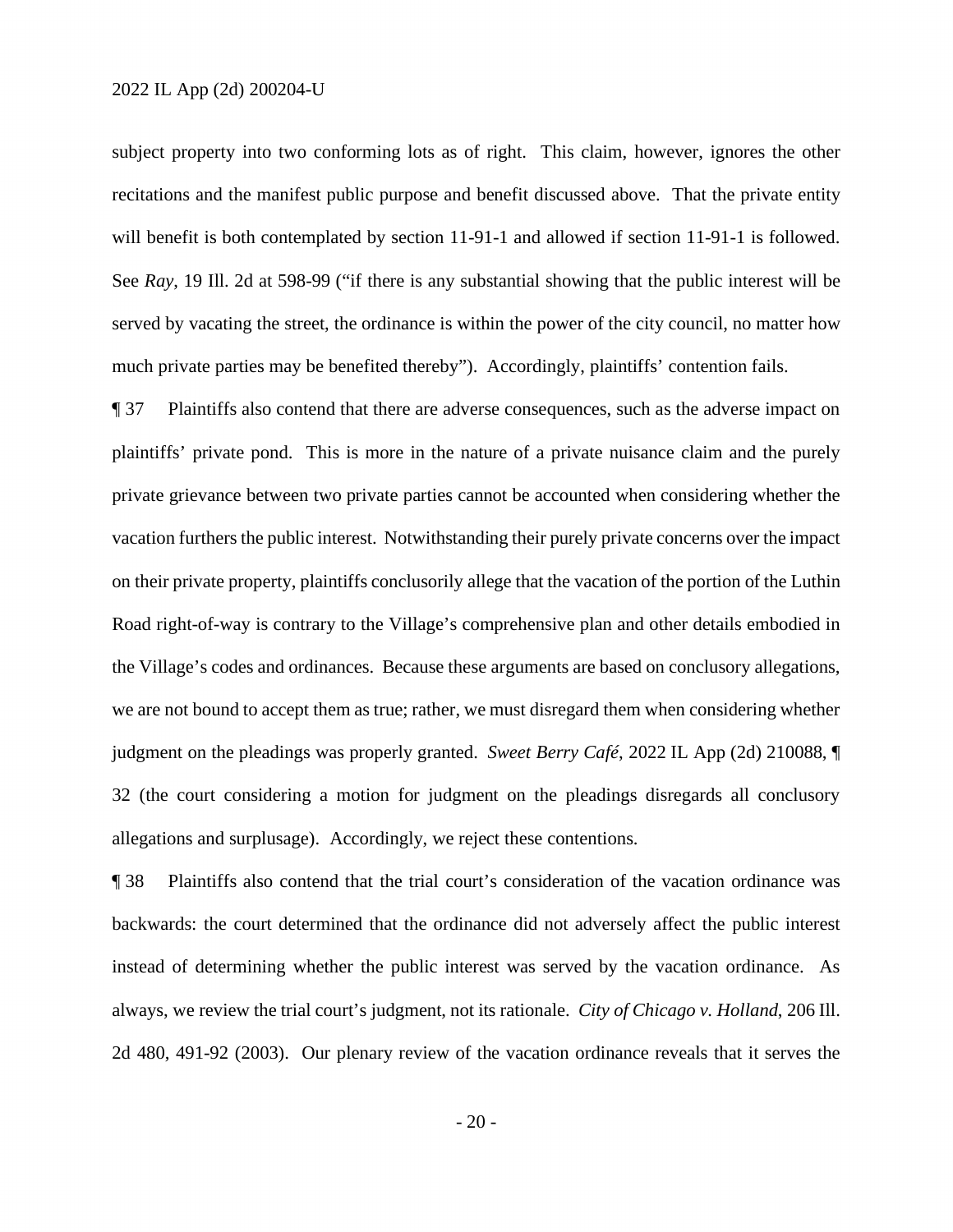subject property into two conforming lots as of right. This claim, however, ignores the other recitations and the manifest public purpose and benefit discussed above. That the private entity will benefit is both contemplated by section 11-91-1 and allowed if section 11-91-1 is followed. See *Ray*, 19 Ill. 2d at 598-99 ("if there is any substantial showing that the public interest will be served by vacating the street, the ordinance is within the power of the city council, no matter how much private parties may be benefited thereby"). Accordingly, plaintiffs' contention fails.

¶ 37 Plaintiffs also contend that there are adverse consequences, such as the adverse impact on plaintiffs' private pond. This is more in the nature of a private nuisance claim and the purely private grievance between two private parties cannot be accounted when considering whether the vacation furthers the public interest. Notwithstanding their purely private concerns over the impact on their private property, plaintiffs conclusorily allege that the vacation of the portion of the Luthin Road right-of-way is contrary to the Village's comprehensive plan and other details embodied in the Village's codes and ordinances. Because these arguments are based on conclusory allegations, we are not bound to accept them as true; rather, we must disregard them when considering whether judgment on the pleadings was properly granted. *Sweet Berry Café*, 2022 IL App (2d) 210088, ¶ 32 (the court considering a motion for judgment on the pleadings disregards all conclusory allegations and surplusage). Accordingly, we reject these contentions.

¶ 38 Plaintiffs also contend that the trial court's consideration of the vacation ordinance was backwards: the court determined that the ordinance did not adversely affect the public interest instead of determining whether the public interest was served by the vacation ordinance. As always, we review the trial court's judgment, not its rationale. *City of Chicago v. Holland*, 206 Ill. 2d 480, 491-92 (2003). Our plenary review of the vacation ordinance reveals that it serves the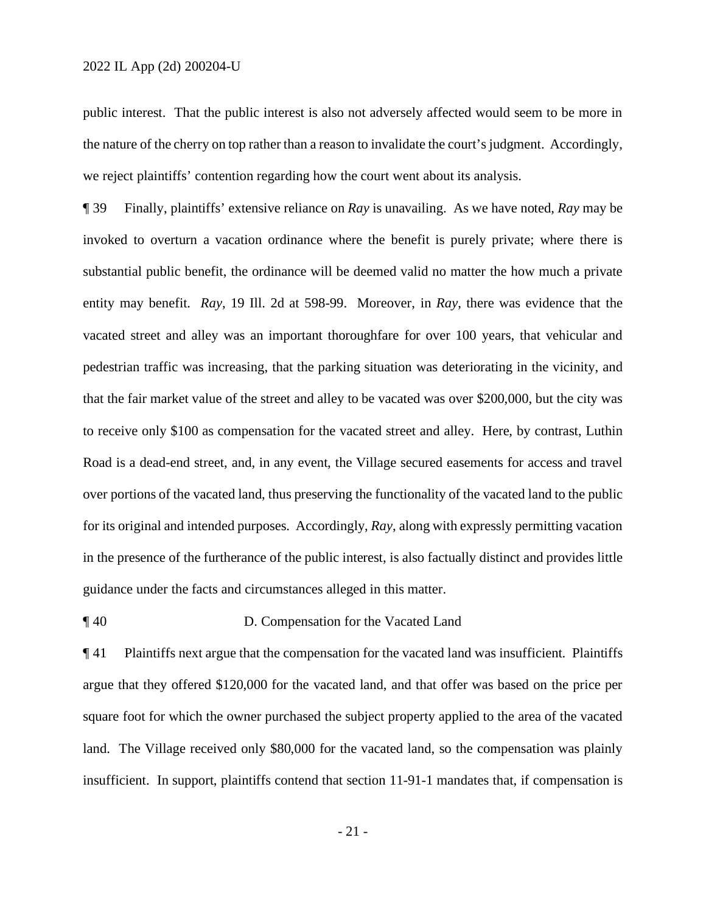public interest. That the public interest is also not adversely affected would seem to be more in the nature of the cherry on top rather than a reason to invalidate the court's judgment. Accordingly, we reject plaintiffs' contention regarding how the court went about its analysis.

¶ 39 Finally, plaintiffs' extensive reliance on *Ray* is unavailing. As we have noted, *Ray* may be invoked to overturn a vacation ordinance where the benefit is purely private; where there is substantial public benefit, the ordinance will be deemed valid no matter the how much a private entity may benefit. *Ray*, 19 Ill. 2d at 598-99. Moreover, in *Ray*, there was evidence that the vacated street and alley was an important thoroughfare for over 100 years, that vehicular and pedestrian traffic was increasing, that the parking situation was deteriorating in the vicinity, and that the fair market value of the street and alley to be vacated was over $200,000, but the city was to receive only $100 as compensation for the vacated street and alley. Here, by contrast, Luthin Road is a dead-end street, and, in any event, the Village secured easements for access and travel over portions of the vacated land, thus preserving the functionality of the vacated land to the public for its original and intended purposes. Accordingly, *Ray*, along with expressly permitting vacation in the presence of the furtherance of the public interest, is also factually distinct and provides little guidance under the facts and circumstances alleged in this matter.

¶ 40 D. Compensation for the Vacated Land

¶ 41 Plaintiffs next argue that the compensation for the vacated land was insufficient. Plaintiffs argue that they offered $120,000 for the vacated land, and that offer was based on the price per square foot for which the owner purchased the subject property applied to the area of the vacated land. The Village received only $80,000 for the vacated land, so the compensation was plainly insufficient. In support, plaintiffs contend that section 11-91-1 mandates that, if compensation is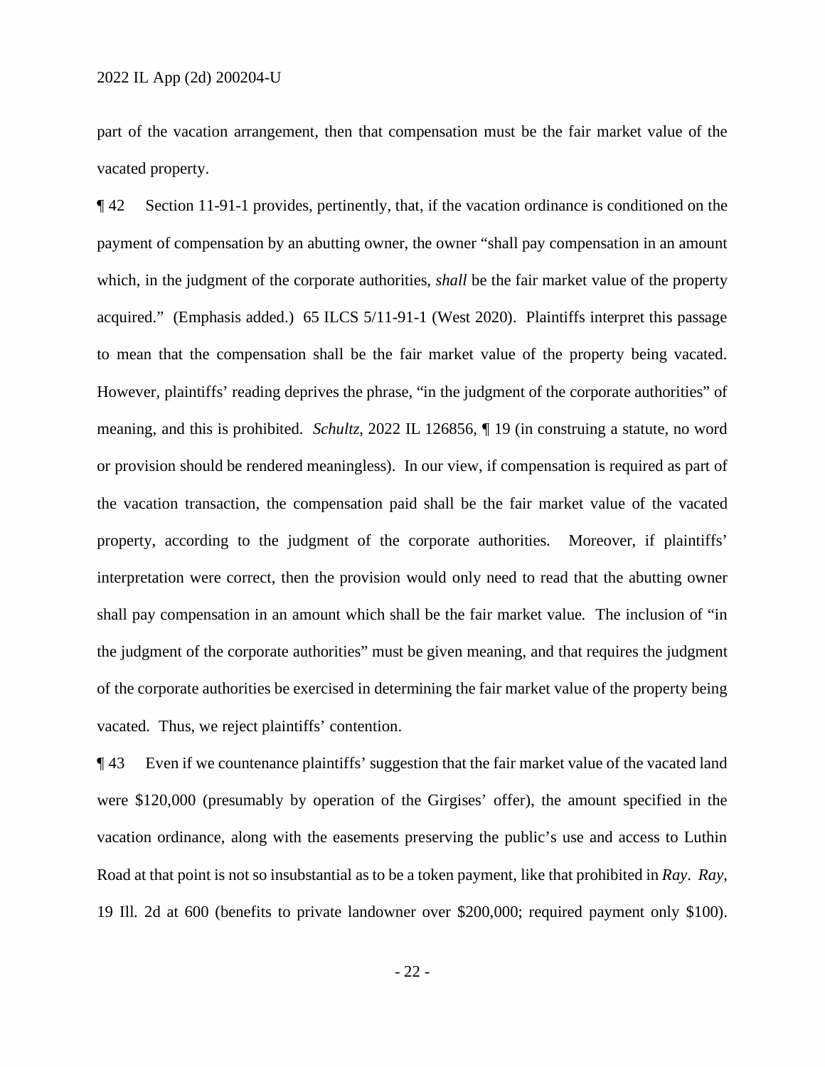part of the vacation arrangement, then that compensation must be the fair market value of the vacated property.

¶ 42 Section 11-91-1 provides, pertinently, that, if the vacation ordinance is conditioned on the payment of compensation by an abutting owner, the owner "shall pay compensation in an amount which, in the judgment of the corporate authorities, *shall* be the fair market value of the property acquired." (Emphasis added.) 65 ILCS 5/11-91-1 (West 2020). Plaintiffs interpret this passage to mean that the compensation shall be the fair market value of the property being vacated. However, plaintiffs' reading deprives the phrase, "in the judgment of the corporate authorities" of meaning, and this is prohibited. *Schultz*, 2022 IL 126856, ¶ 19 (in construing a statute, no word or provision should be rendered meaningless). In our view, if compensation is required as part of the vacation transaction, the compensation paid shall be the fair market value of the vacated property, according to the judgment of the corporate authorities. Moreover, if plaintiffs' interpretation were correct, then the provision would only need to read that the abutting owner shall pay compensation in an amount which shall be the fair market value. The inclusion of "in the judgment of the corporate authorities" must be given meaning, and that requires the judgment of the corporate authorities be exercised in determining the fair market value of the property being vacated. Thus, we reject plaintiffs' contention.

¶ 43 Even if we countenance plaintiffs' suggestion that the fair market value of the vacated land were $120,000 (presumably by operation of the Girgises' offer), the amount specified in the vacation ordinance, along with the easements preserving the public's use and access to Luthin Road at that point is not so insubstantial as to be a token payment, like that prohibited in *Ray*. *Ray*, 19 Ill. 2d at 600 (benefits to private landowner over $200,000; required payment only $100).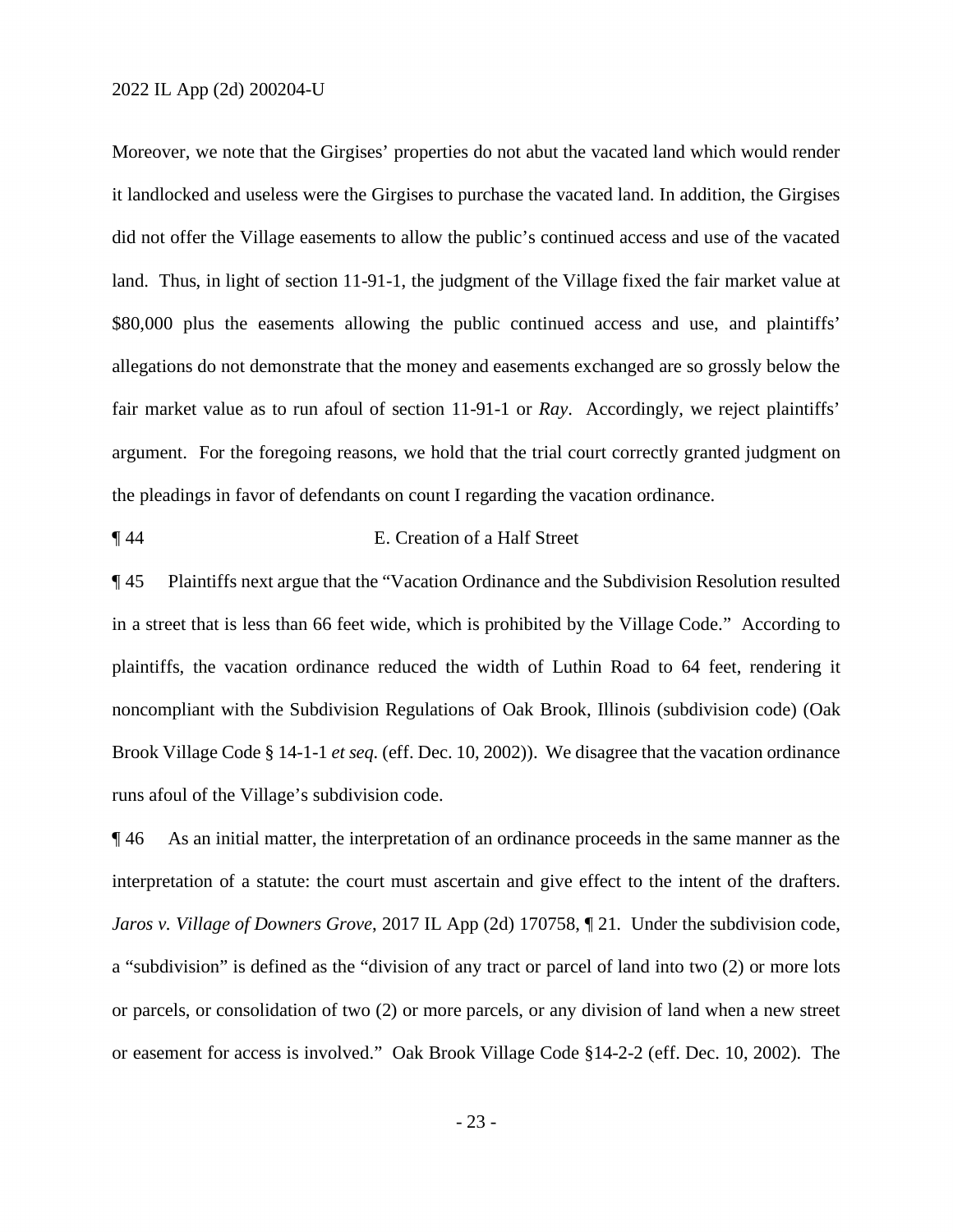Moreover, we note that the Girgises' properties do not abut the vacated land which would render it landlocked and useless were the Girgises to purchase the vacated land. In addition, the Girgises did not offer the Village easements to allow the public's continued access and use of the vacated land. Thus, in light of section 11-91-1, the judgment of the Village fixed the fair market value at $80,000 plus the easements allowing the public continued access and use, and plaintiffs' allegations do not demonstrate that the money and easements exchanged are so grossly below the fair market value as to run afoul of section 11-91-1 or *Ray*. Accordingly, we reject plaintiffs' argument. For the foregoing reasons, we hold that the trial court correctly granted judgment on the pleadings in favor of defendants on count I regarding the vacation ordinance.

¶ 44 E. Creation of a Half Street

¶ 45 Plaintiffs next argue that the "Vacation Ordinance and the Subdivision Resolution resulted in a street that is less than 66 feet wide, which is prohibited by the Village Code." According to plaintiffs, the vacation ordinance reduced the width of Luthin Road to 64 feet, rendering it noncompliant with the Subdivision Regulations of Oak Brook, Illinois (subdivision code) (Oak Brook Village Code § 14-1-1 *et seq.* (eff. Dec. 10, 2002)). We disagree that the vacation ordinance runs afoul of the Village's subdivision code.

¶ 46 As an initial matter, the interpretation of an ordinance proceeds in the same manner as the interpretation of a statute: the court must ascertain and give effect to the intent of the drafters. *Jaros v. Village of Downers Grove*, 2017 IL App (2d) 170758, ¶ 21. Under the subdivision code, a "subdivision" is defined as the "division of any tract or parcel of land into two (2) or more lots or parcels, or consolidation of two (2) or more parcels, or any division of land when a new street or easement for access is involved." Oak Brook Village Code §14-2-2 (eff. Dec. 10, 2002). The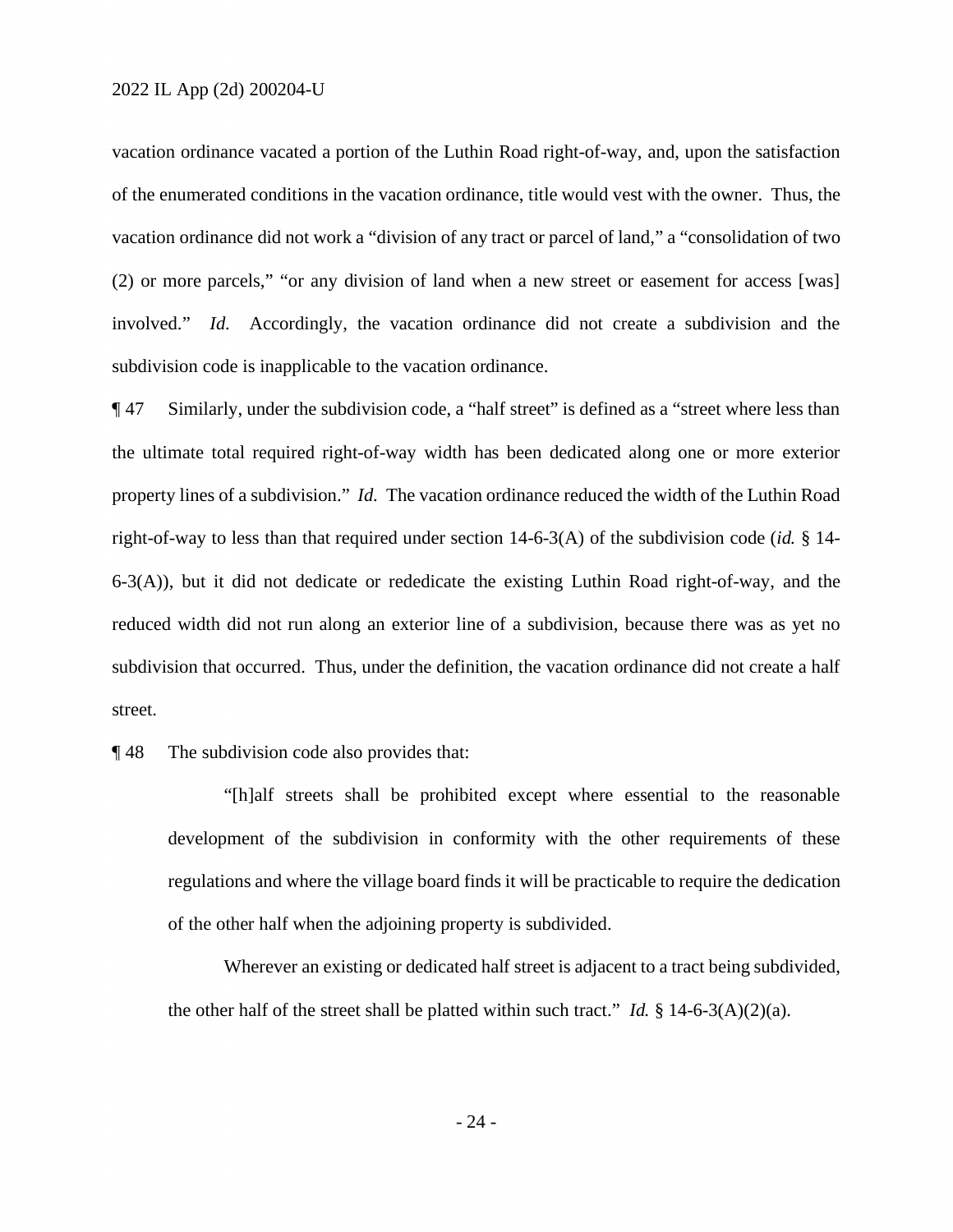vacation ordinance vacated a portion of the Luthin Road right-of-way, and, upon the satisfaction of the enumerated conditions in the vacation ordinance, title would vest with the owner. Thus, the vacation ordinance did not work a "division of any tract or parcel of land," a "consolidation of two (2) or more parcels," "or any division of land when a new street or easement for access [was] involved." *Id.* Accordingly, the vacation ordinance did not create a subdivision and the subdivision code is inapplicable to the vacation ordinance.

¶ 47 Similarly, under the subdivision code, a "half street" is defined as a "street where less than the ultimate total required right-of-way width has been dedicated along one or more exterior property lines of a subdivision." *Id.* The vacation ordinance reduced the width of the Luthin Road right-of-way to less than that required under section 14-6-3(A) of the subdivision code (*id.* § 14-6-3(A)), but it did not dedicate or rededicate the existing Luthin Road right-of-way, and the reduced width did not run along an exterior line of a subdivision, because there was as yet no subdivision that occurred. Thus, under the definition, the vacation ordinance did not create a half street.

¶ 48 The subdivision code also provides that:

> "[h]alf streets shall be prohibited except where essential to the reasonable development of the subdivision in conformity with the other requirements of these regulations and where the village board finds it will be practicable to require the dedication of the other half when the adjoining property is subdivided.
>
> Wherever an existing or dedicated half street is adjacent to a tract being subdivided, the other half of the street shall be platted within such tract." *Id.* § 14-6-3(A)(2)(a).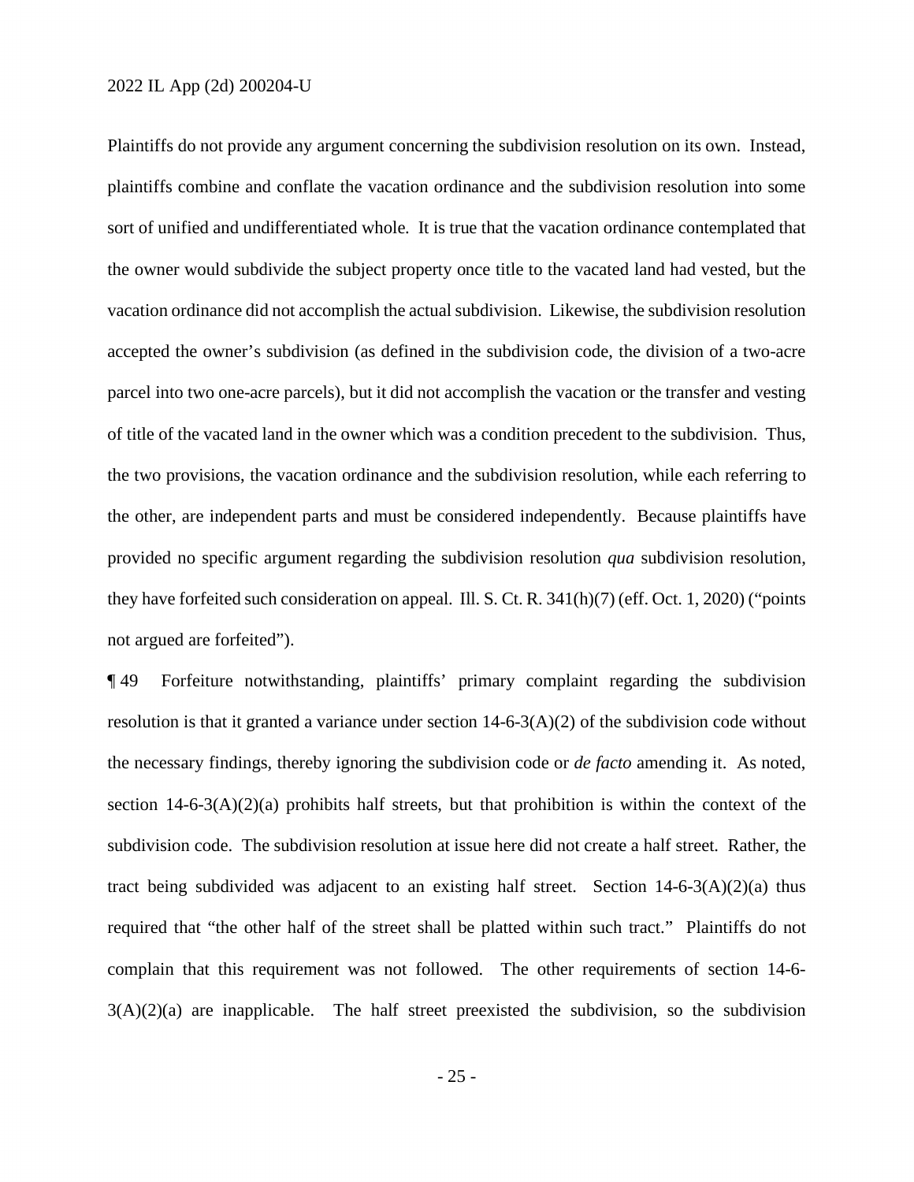Plaintiffs do not provide any argument concerning the subdivision resolution on its own. Instead, plaintiffs combine and conflate the vacation ordinance and the subdivision resolution into some sort of unified and undifferentiated whole. It is true that the vacation ordinance contemplated that the owner would subdivide the subject property once title to the vacated land had vested, but the vacation ordinance did not accomplish the actual subdivision. Likewise, the subdivision resolution accepted the owner's subdivision (as defined in the subdivision code, the division of a two-acre parcel into two one-acre parcels), but it did not accomplish the vacation or the transfer and vesting of title of the vacated land in the owner which was a condition precedent to the subdivision. Thus, the two provisions, the vacation ordinance and the subdivision resolution, while each referring to the other, are independent parts and must be considered independently. Because plaintiffs have provided no specific argument regarding the subdivision resolution *qua* subdivision resolution, they have forfeited such consideration on appeal. Ill. S. Ct. R. 341(h)(7) (eff. Oct. 1, 2020) ("points not argued are forfeited").

¶ 49 Forfeiture notwithstanding, plaintiffs' primary complaint regarding the subdivision resolution is that it granted a variance under section 14-6-3(A)(2) of the subdivision code without the necessary findings, thereby ignoring the subdivision code or *de facto* amending it. As noted, section 14-6-3(A)(2)(a) prohibits half streets, but that prohibition is within the context of the subdivision code. The subdivision resolution at issue here did not create a half street. Rather, the tract being subdivided was adjacent to an existing half street. Section 14-6-3(A)(2)(a) thus required that "the other half of the street shall be platted within such tract." Plaintiffs do not complain that this requirement was not followed. The other requirements of section 14-6-3(A)(2)(a) are inapplicable. The half street preexisted the subdivision, so the subdivision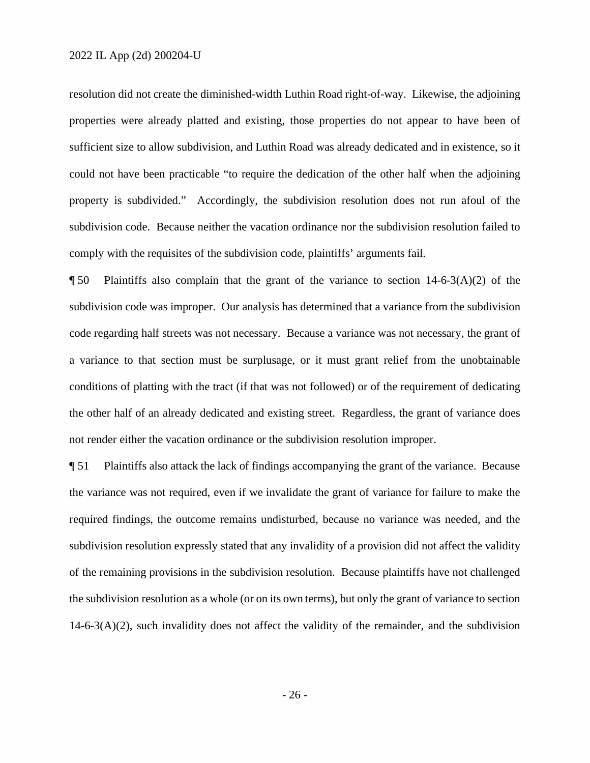resolution did not create the diminished-width Luthin Road right-of-way. Likewise, the adjoining properties were already platted and existing, those properties do not appear to have been of sufficient size to allow subdivision, and Luthin Road was already dedicated and in existence, so it could not have been practicable "to require the dedication of the other half when the adjoining property is subdivided." Accordingly, the subdivision resolution does not run afoul of the subdivision code. Because neither the vacation ordinance nor the subdivision resolution failed to comply with the requisites of the subdivision code, plaintiffs' arguments fail.

¶ 50 Plaintiffs also complain that the grant of the variance to section 14-6-3(A)(2) of the subdivision code was improper. Our analysis has determined that a variance from the subdivision code regarding half streets was not necessary. Because a variance was not necessary, the grant of a variance to that section must be surplusage, or it must grant relief from the unobtainable conditions of platting with the tract (if that was not followed) or of the requirement of dedicating the other half of an already dedicated and existing street. Regardless, the grant of variance does not render either the vacation ordinance or the subdivision resolution improper.

¶ 51 Plaintiffs also attack the lack of findings accompanying the grant of the variance. Because the variance was not required, even if we invalidate the grant of variance for failure to make the required findings, the outcome remains undisturbed, because no variance was needed, and the subdivision resolution expressly stated that any invalidity of a provision did not affect the validity of the remaining provisions in the subdivision resolution. Because plaintiffs have not challenged the subdivision resolution as a whole (or on its own terms), but only the grant of variance to section 14-6-3(A)(2), such invalidity does not affect the validity of the remainder, and the subdivision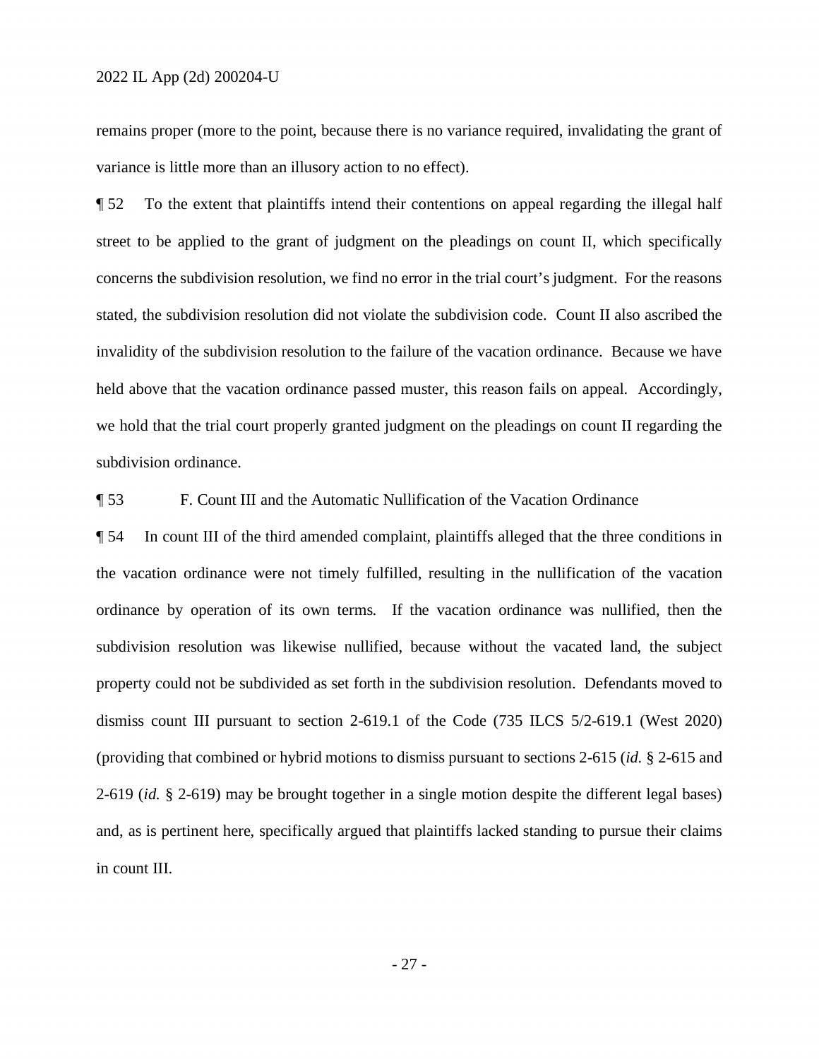remains proper (more to the point, because there is no variance required, invalidating the grant of variance is little more than an illusory action to no effect).

¶ 52 To the extent that plaintiffs intend their contentions on appeal regarding the illegal half street to be applied to the grant of judgment on the pleadings on count II, which specifically concerns the subdivision resolution, we find no error in the trial court's judgment. For the reasons stated, the subdivision resolution did not violate the subdivision code. Count II also ascribed the invalidity of the subdivision resolution to the failure of the vacation ordinance. Because we have held above that the vacation ordinance passed muster, this reason fails on appeal. Accordingly, we hold that the trial court properly granted judgment on the pleadings on count II regarding the subdivision ordinance.

¶ 53 F. Count III and the Automatic Nullification of the Vacation Ordinance

¶ 54 In count III of the third amended complaint, plaintiffs alleged that the three conditions in the vacation ordinance were not timely fulfilled, resulting in the nullification of the vacation ordinance by operation of its own terms. If the vacation ordinance was nullified, then the subdivision resolution was likewise nullified, because without the vacated land, the subject property could not be subdivided as set forth in the subdivision resolution. Defendants moved to dismiss count III pursuant to section 2-619.1 of the Code (735 ILCS 5/2-619.1 (West 2020) (providing that combined or hybrid motions to dismiss pursuant to sections 2-615 (*id.* § 2-615 and 2-619 (*id.* § 2-619) may be brought together in a single motion despite the different legal bases) and, as is pertinent here, specifically argued that plaintiffs lacked standing to pursue their claims in count III.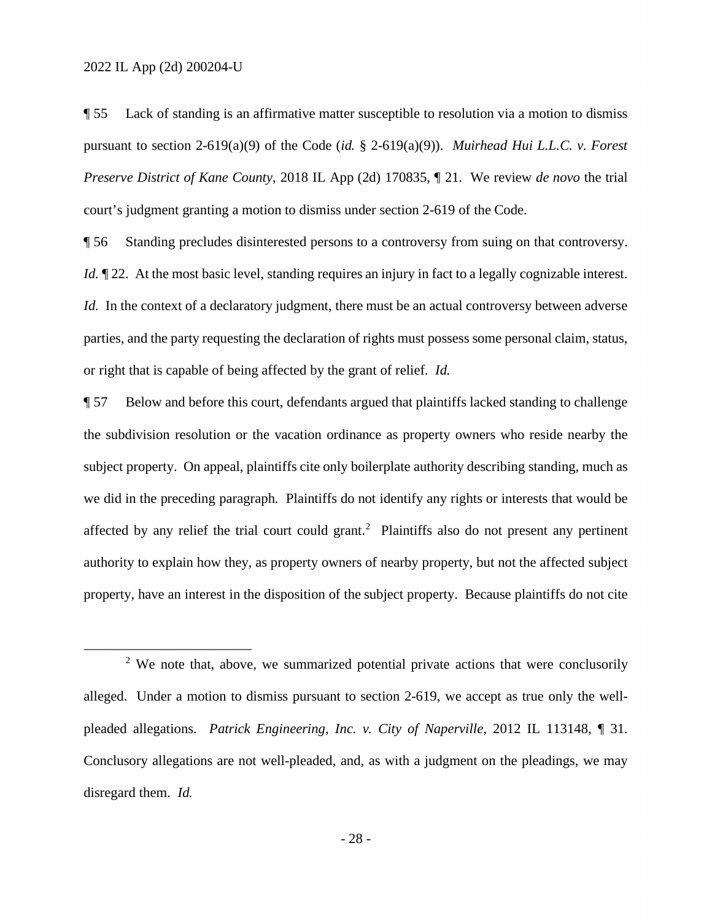¶ 55 Lack of standing is an affirmative matter susceptible to resolution via a motion to dismiss pursuant to section 2-619(a)(9) of the Code (*id.* § 2-619(a)(9)). *Muirhead Hui L.L.C. v. Forest Preserve District of Kane County*, 2018 IL App (2d) 170835, ¶ 21. We review *de novo* the trial court's judgment granting a motion to dismiss under section 2-619 of the Code.

¶ 56 Standing precludes disinterested persons to a controversy from suing on that controversy. *Id.* ¶ 22. At the most basic level, standing requires an injury in fact to a legally cognizable interest. *Id.* In the context of a declaratory judgment, there must be an actual controversy between adverse parties, and the party requesting the declaration of rights must possess some personal claim, status, or right that is capable of being affected by the grant of relief. *Id.*

¶ 57 Below and before this court, defendants argued that plaintiffs lacked standing to challenge the subdivision resolution or the vacation ordinance as property owners who reside nearby the subject property. On appeal, plaintiffs cite only boilerplate authority describing standing, much as we did in the preceding paragraph. Plaintiffs do not identify any rights or interests that would be affected by any relief the trial court could grant.[2] Plaintiffs also do not present any pertinent authority to explain how they, as property owners of nearby property, but not the affected subject property, have an interest in the disposition of the subject property. Because plaintiffs do not cite

---

[2] We note that, above, we summarized potential private actions that were conclusorily alleged. Under a motion to dismiss pursuant to section 2-619, we accept as true only the well-pleaded allegations. *Patrick Engineering, Inc. v. City of Naperville*, 2012 IL 113148, ¶ 31. Conclusory allegations are not well-pleaded, and, as with a judgment on the pleadings, we may disregard them. *Id.*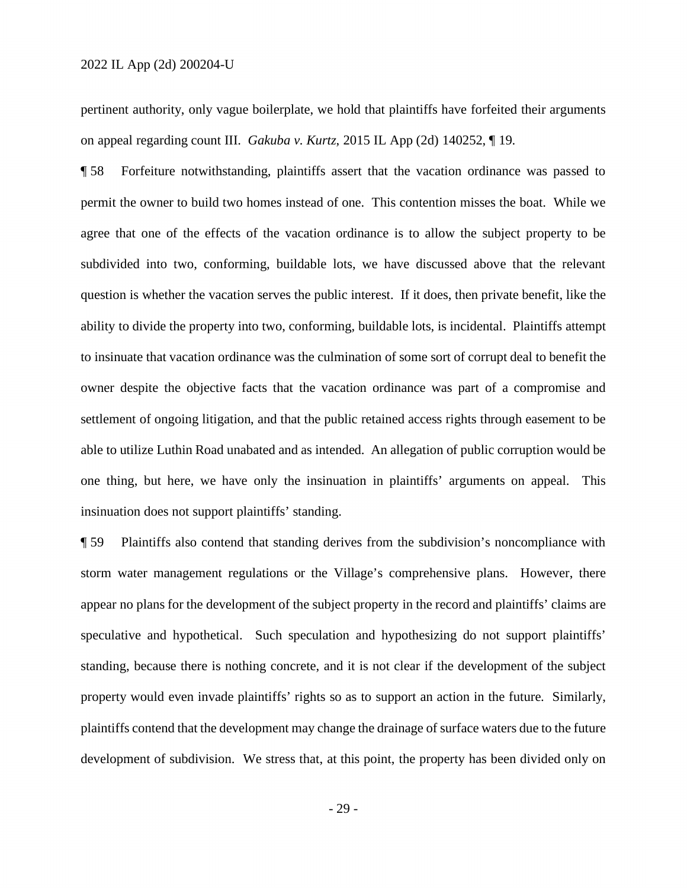pertinent authority, only vague boilerplate, we hold that plaintiffs have forfeited their arguments on appeal regarding count III. *Gakuba v. Kurtz*, 2015 IL App (2d) 140252, ¶ 19.

¶ 58 Forfeiture notwithstanding, plaintiffs assert that the vacation ordinance was passed to permit the owner to build two homes instead of one. This contention misses the boat. While we agree that one of the effects of the vacation ordinance is to allow the subject property to be subdivided into two, conforming, buildable lots, we have discussed above that the relevant question is whether the vacation serves the public interest. If it does, then private benefit, like the ability to divide the property into two, conforming, buildable lots, is incidental. Plaintiffs attempt to insinuate that vacation ordinance was the culmination of some sort of corrupt deal to benefit the owner despite the objective facts that the vacation ordinance was part of a compromise and settlement of ongoing litigation, and that the public retained access rights through easement to be able to utilize Luthin Road unabated and as intended. An allegation of public corruption would be one thing, but here, we have only the insinuation in plaintiffs' arguments on appeal. This insinuation does not support plaintiffs' standing.

¶ 59 Plaintiffs also contend that standing derives from the subdivision's noncompliance with storm water management regulations or the Village's comprehensive plans. However, there appear no plans for the development of the subject property in the record and plaintiffs' claims are speculative and hypothetical. Such speculation and hypothesizing do not support plaintiffs' standing, because there is nothing concrete, and it is not clear if the development of the subject property would even invade plaintiffs' rights so as to support an action in the future. Similarly, plaintiffs contend that the development may change the drainage of surface waters due to the future development of subdivision. We stress that, at this point, the property has been divided only on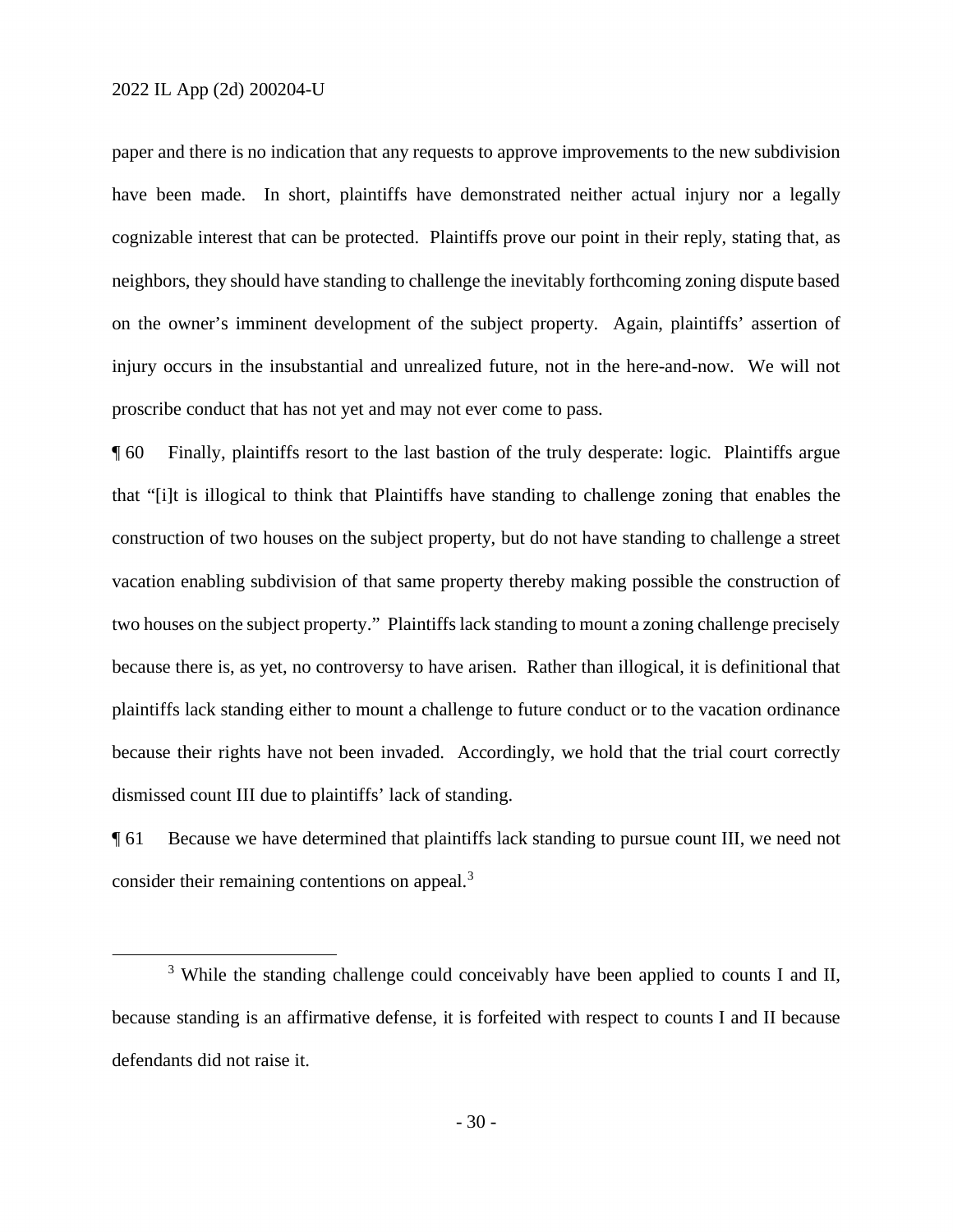paper and there is no indication that any requests to approve improvements to the new subdivision have been made. In short, plaintiffs have demonstrated neither actual injury nor a legally cognizable interest that can be protected. Plaintiffs prove our point in their reply, stating that, as neighbors, they should have standing to challenge the inevitably forthcoming zoning dispute based on the owner's imminent development of the subject property. Again, plaintiffs' assertion of injury occurs in the insubstantial and unrealized future, not in the here-and-now. We will not proscribe conduct that has not yet and may not ever come to pass.

¶ 60 Finally, plaintiffs resort to the last bastion of the truly desperate: logic. Plaintiffs argue that "[i]t is illogical to think that Plaintiffs have standing to challenge zoning that enables the construction of two houses on the subject property, but do not have standing to challenge a street vacation enabling subdivision of that same property thereby making possible the construction of two houses on the subject property." Plaintiffs lack standing to mount a zoning challenge precisely because there is, as yet, no controversy to have arisen. Rather than illogical, it is definitional that plaintiffs lack standing either to mount a challenge to future conduct or to the vacation ordinance because their rights have not been invaded. Accordingly, we hold that the trial court correctly dismissed count III due to plaintiffs' lack of standing.

¶ 61 Because we have determined that plaintiffs lack standing to pursue count III, we need not consider their remaining contentions on appeal.[3]

[3] While the standing challenge could conceivably have been applied to counts I and II, because standing is an affirmative defense, it is forfeited with respect to counts I and II because defendants did not raise it.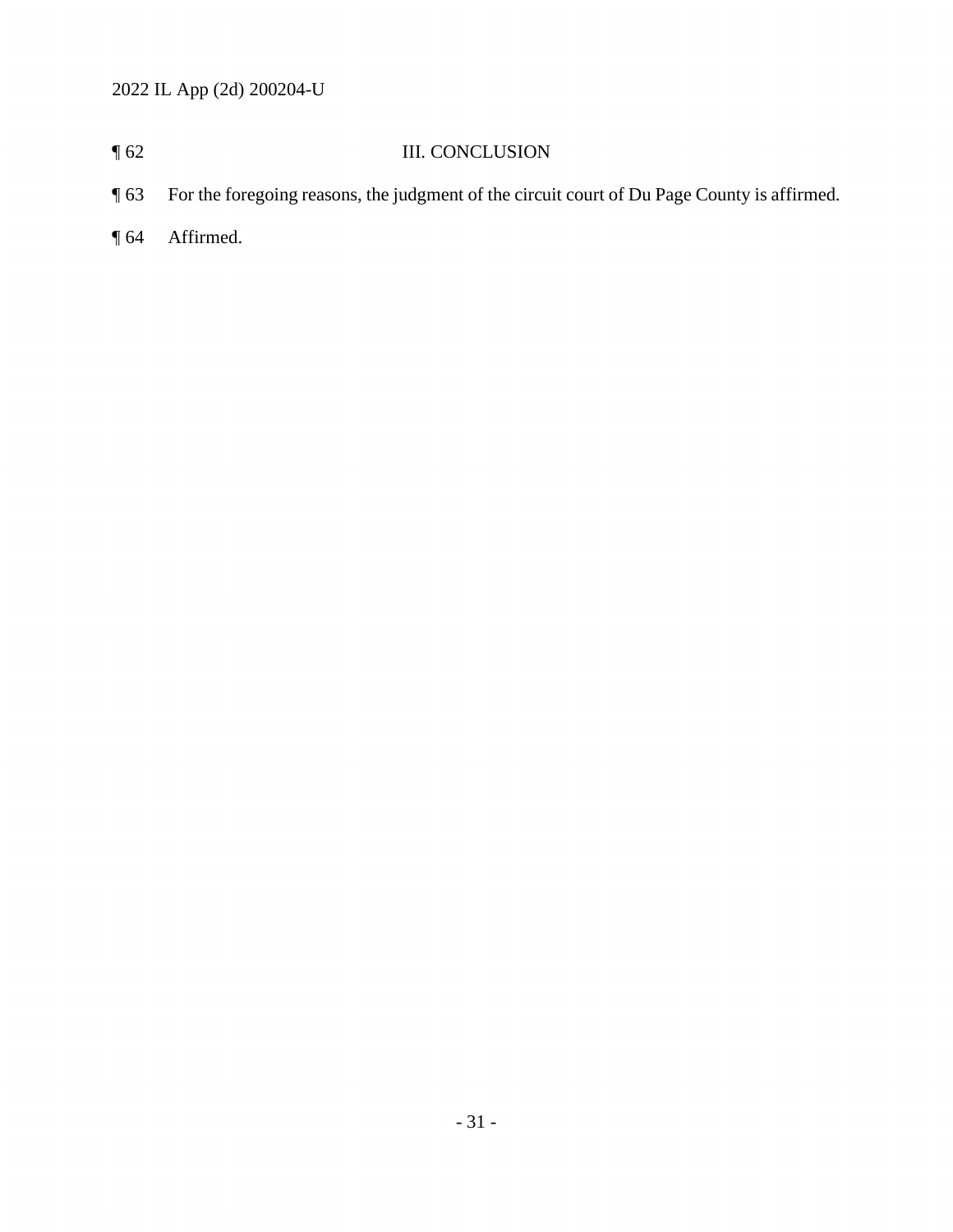¶ 62 III. CONCLUSION

¶ 63 For the foregoing reasons, the judgment of the circuit court of Du Page County is affirmed.

¶ 64 Affirmed.